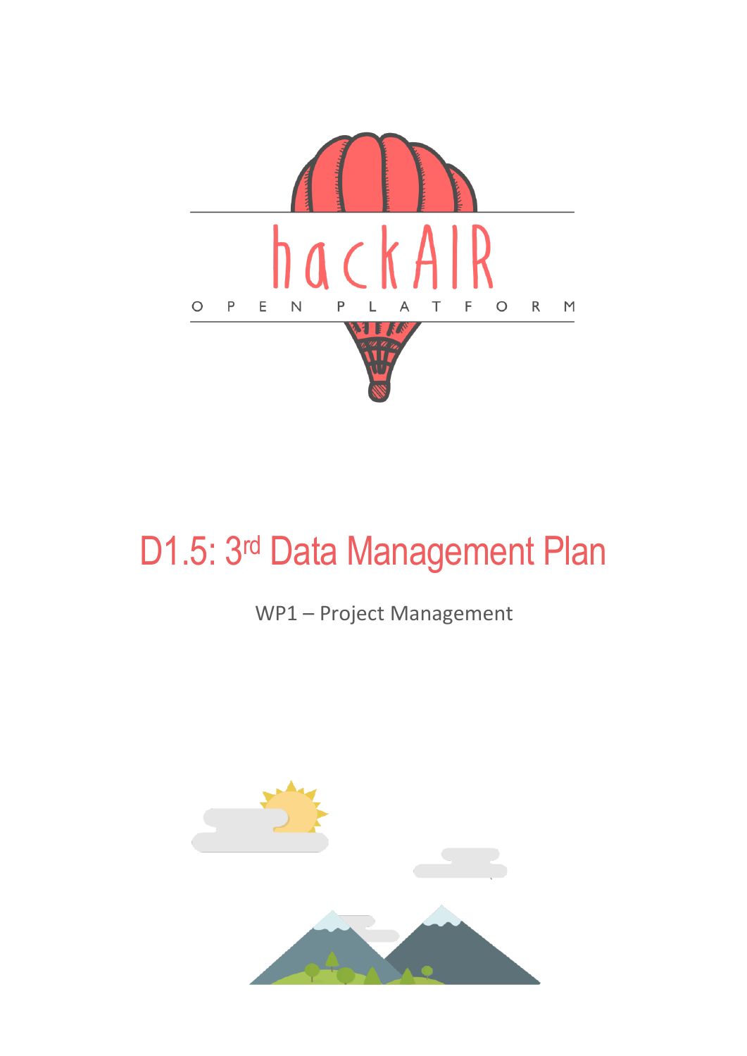hackAIR

OPEN PLATFORM

# D1.5: 3rd Data Management Plan

WP1 – Project Management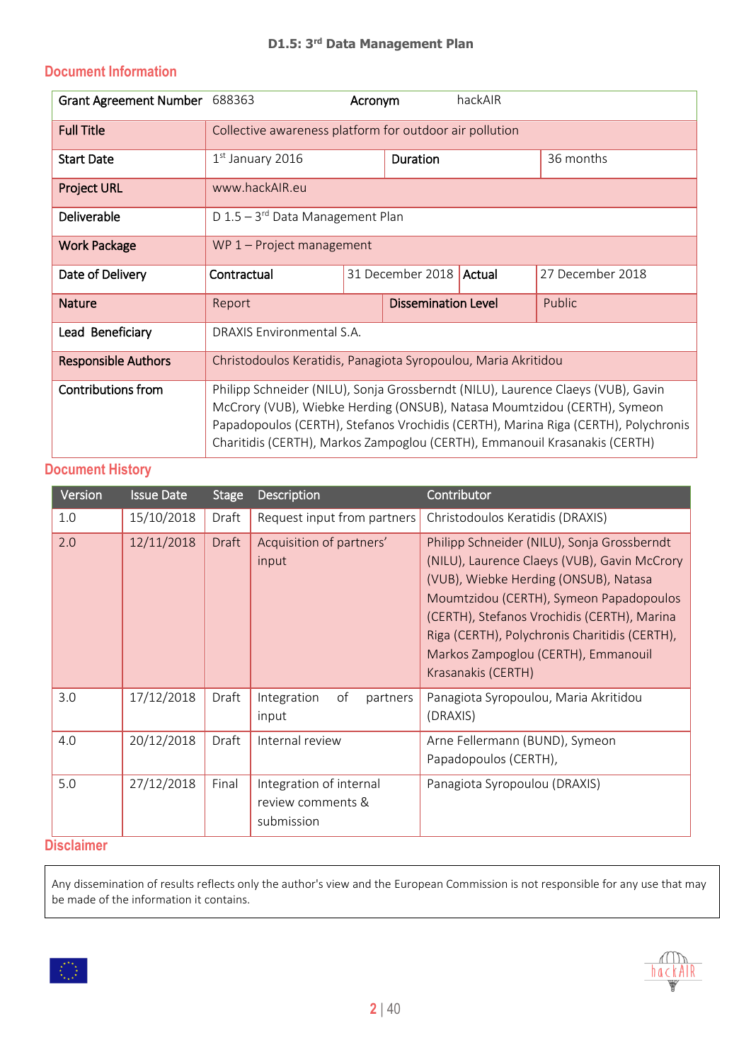# Document Information

| Grant Agreement Number | 688363 | Acronym | hackAIR | | |
|---|---|---|---|---|---|
| Full Title | Collective awareness platform for outdoor air pollution | | | | |
| Start Date | 1st January 2016 | | Duration | 36 months | |
| Project URL | www.hackAIR.eu | | | | |
| Deliverable | D 1.5 – 3rd Data Management Plan | | | | |
| Work Package | WP 1 – Project management | | | | |
| Date of Delivery | Contractual | 31 December 2018 | Actual | 27 December 2018 | |
| Nature | Report | | Dissemination Level | Public | |
| Lead Beneficiary | DRAXIS Environmental S.A. | | | | |
| Responsible Authors | Christodoulos Keratidis, Panagiota Syropoulou, Maria Akritidou | | | | |
| Contributions from | Philipp Schneider (NILU), Sonja Grossberndt (NILU), Laurence Claeys (VUB), Gavin McCrory (VUB), Wiebke Herding (ONSUB), Natasa Moumtzidou (CERTH), Symeon Papadopoulos (CERTH), Stefanos Vrochidis (CERTH), Marina Riga (CERTH), Polychronis Charitidis (CERTH), Markos Zampoglou (CERTH), Emmanouil Krasanakis (CERTH) | | | | |

# Document History

| Version | Issue Date | Stage | Description | Contributor |
|---|---|---|---|---|
| 1.0 | 15/10/2018 | Draft | Request input from partners | Christodoulos Keratidis (DRAXIS) |
| 2.0 | 12/11/2018 | Draft | Acquisition of partners' input | Philipp Schneider (NILU), Sonja Grossberndt (NILU), Laurence Claeys (VUB), Gavin McCrory (VUB), Wiebke Herding (ONSUB), Natasa Moumtzidou (CERTH), Symeon Papadopoulos (CERTH), Stefanos Vrochidis (CERTH), Marina Riga (CERTH), Polychronis Charitidis (CERTH), Markos Zampoglou (CERTH), Emmanouil Krasanakis (CERTH) |
| 3.0 | 17/12/2018 | Draft | Integration of partners input | Panagiota Syropoulou, Maria Akritidou (DRAXIS) |
| 4.0 | 20/12/2018 | Draft | Internal review | Arne Fellermann (BUND), Symeon Papadopoulos (CERTH), |
| 5.0 | 27/12/2018 | Final | Integration of internal review comments & submission | Panagiota Syropoulou (DRAXIS) |

# Disclaimer

Any dissemination of results reflects only the author's view and the European Commission is not responsible for any use that may be made of the information it contains.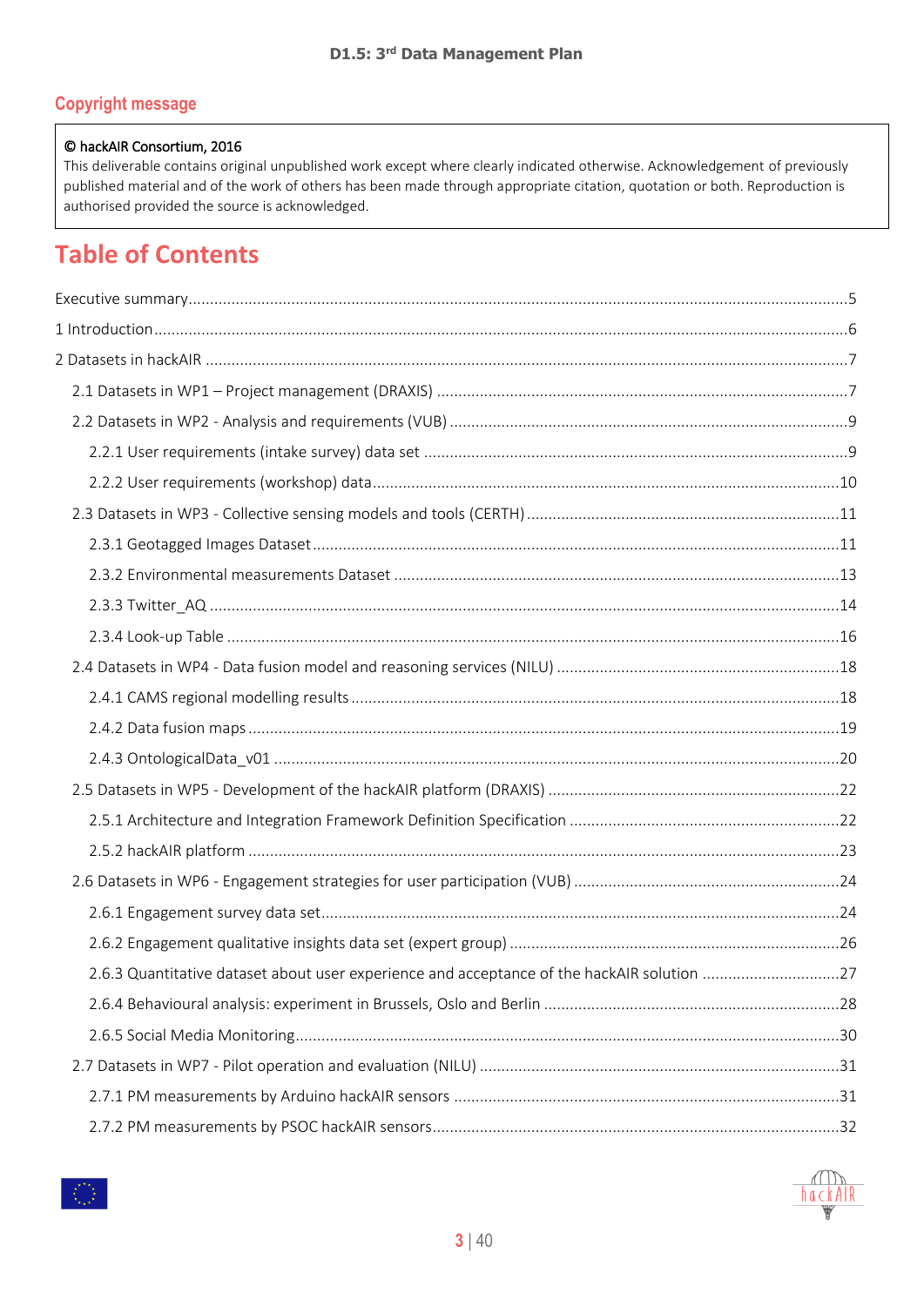## Copyright message

© hackAIR Consortium, 2016

This deliverable contains original unpublished work except where clearly indicated otherwise. Acknowledgement of previously published material and of the work of others has been made through appropriate citation, quotation or both. Reproduction is authorised provided the source is acknowledged.

# Table of Contents

Executive summary ..... 5

1 Introduction ..... 6

2 Datasets in hackAIR ..... 7

- 2.1 Datasets in WP1 – Project management (DRAXIS) ..... 7
- 2.2 Datasets in WP2 - Analysis and requirements (VUB) ..... 9
  - 2.2.1 User requirements (intake survey) data set ..... 9
  - 2.2.2 User requirements (workshop) data ..... 10
- 2.3 Datasets in WP3 - Collective sensing models and tools (CERTH) ..... 11
  - 2.3.1 Geotagged Images Dataset ..... 11
  - 2.3.2 Environmental measurements Dataset ..... 13
  - 2.3.3 Twitter_AQ ..... 14
  - 2.3.4 Look-up Table ..... 16
- 2.4 Datasets in WP4 - Data fusion model and reasoning services (NILU) ..... 18
  - 2.4.1 CAMS regional modelling results ..... 18
  - 2.4.2 Data fusion maps ..... 19
  - 2.4.3 OntologicalData_v01 ..... 20
- 2.5 Datasets in WP5 - Development of the hackAIR platform (DRAXIS) ..... 22
  - 2.5.1 Architecture and Integration Framework Definition Specification ..... 22
  - 2.5.2 hackAIR platform ..... 23
- 2.6 Datasets in WP6 - Engagement strategies for user participation (VUB) ..... 24
  - 2.6.1 Engagement survey data set ..... 24
  - 2.6.2 Engagement qualitative insights data set (expert group) ..... 26
  - 2.6.3 Quantitative dataset about user experience and acceptance of the hackAIR solution ..... 27
  - 2.6.4 Behavioural analysis: experiment in Brussels, Oslo and Berlin ..... 28
  - 2.6.5 Social Media Monitoring ..... 30
- 2.7 Datasets in WP7 - Pilot operation and evaluation (NILU) ..... 31
  - 2.7.1 PM measurements by Arduino hackAIR sensors ..... 31
  - 2.7.2 PM measurements by PSOC hackAIR sensors ..... 32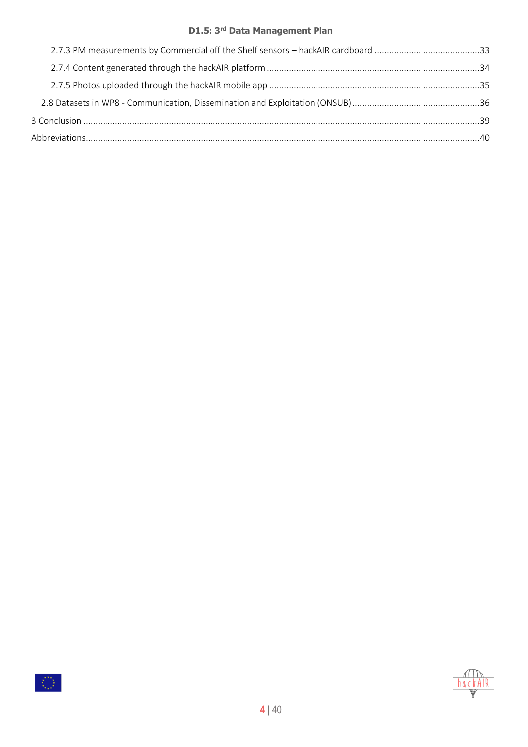2.7.3 PM measurements by Commercial off the Shelf sensors – hackAIR cardboard ....................................... 33

2.7.4 Content generated through the hackAIR platform ....................................................................... 34

2.7.5 Photos uploaded through the hackAIR mobile app ....................................................................... 35

2.8 Datasets in WP8 - Communication, Dissemination and Exploitation (ONSUB) ..................................... 36

3 Conclusion ............................................................................................................................................ 39

Abbreviations .......................................................................................................................................... 40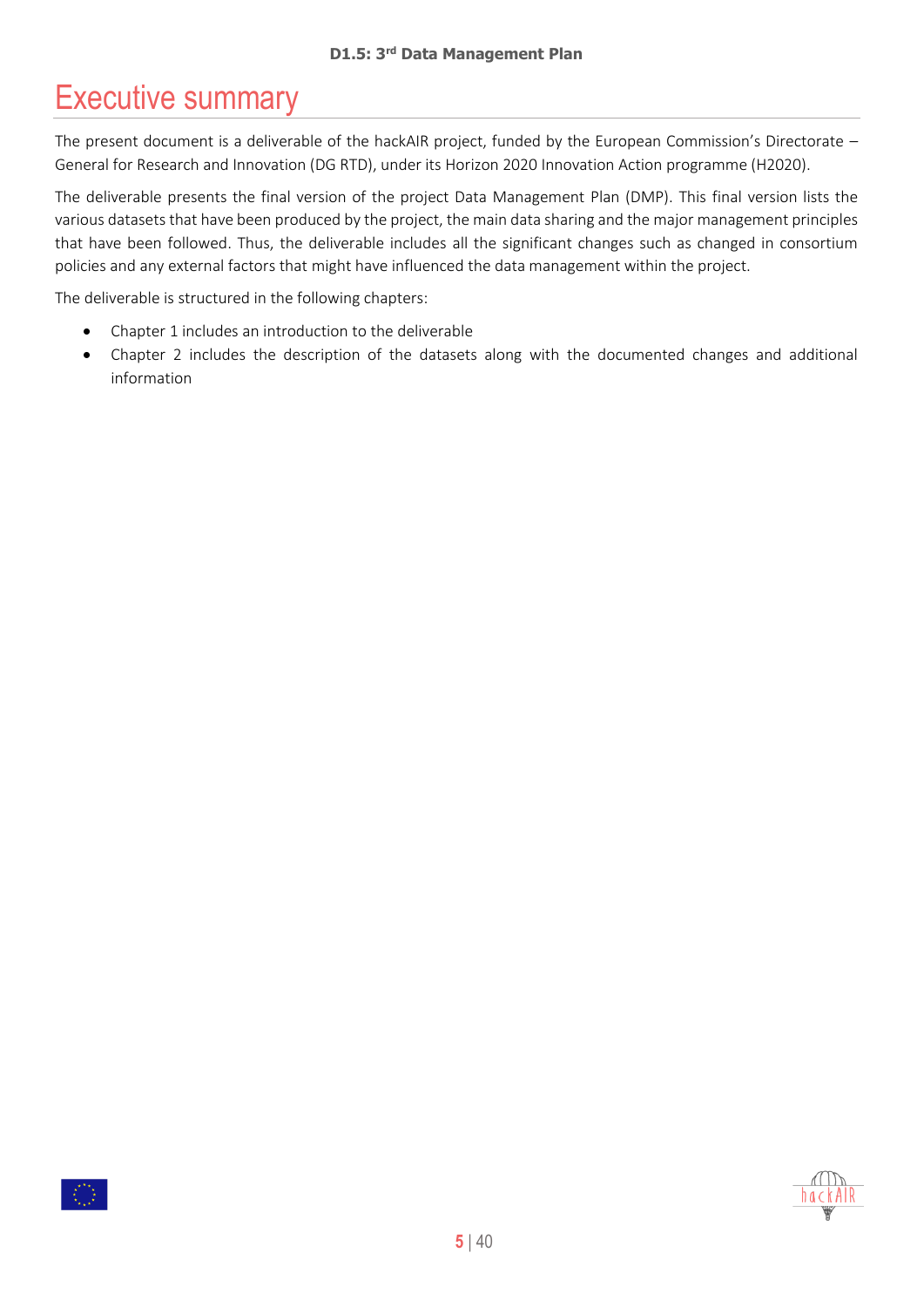# Executive summary

The present document is a deliverable of the hackAIR project, funded by the European Commission's Directorate – General for Research and Innovation (DG RTD), under its Horizon 2020 Innovation Action programme (H2020).

The deliverable presents the final version of the project Data Management Plan (DMP). This final version lists the various datasets that have been produced by the project, the main data sharing and the major management principles that have been followed. Thus, the deliverable includes all the significant changes such as changed in consortium policies and any external factors that might have influenced the data management within the project.

The deliverable is structured in the following chapters:

- Chapter 1 includes an introduction to the deliverable
- Chapter 2 includes the description of the datasets along with the documented changes and additional information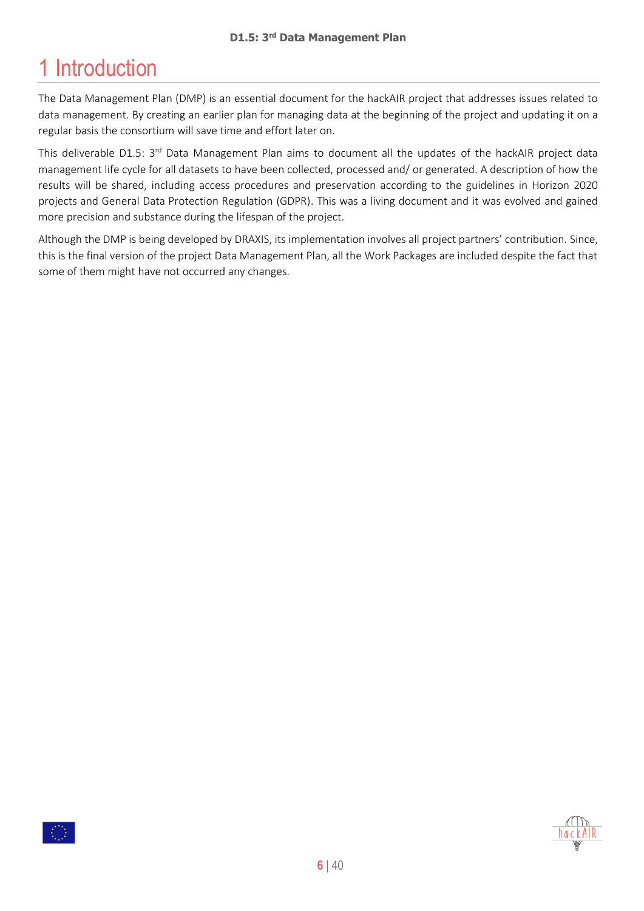# 1 Introduction

The Data Management Plan (DMP) is an essential document for the hackAIR project that addresses issues related to data management. By creating an earlier plan for managing data at the beginning of the project and updating it on a regular basis the consortium will save time and effort later on.

This deliverable D1.5: 3rd Data Management Plan aims to document all the updates of the hackAIR project data management life cycle for all datasets to have been collected, processed and/ or generated. A description of how the results will be shared, including access procedures and preservation according to the guidelines in Horizon 2020 projects and General Data Protection Regulation (GDPR). This was a living document and it was evolved and gained more precision and substance during the lifespan of the project.

Although the DMP is being developed by DRAXIS, its implementation involves all project partners' contribution. Since, this is the final version of the project Data Management Plan, all the Work Packages are included despite the fact that some of them might have not occurred any changes.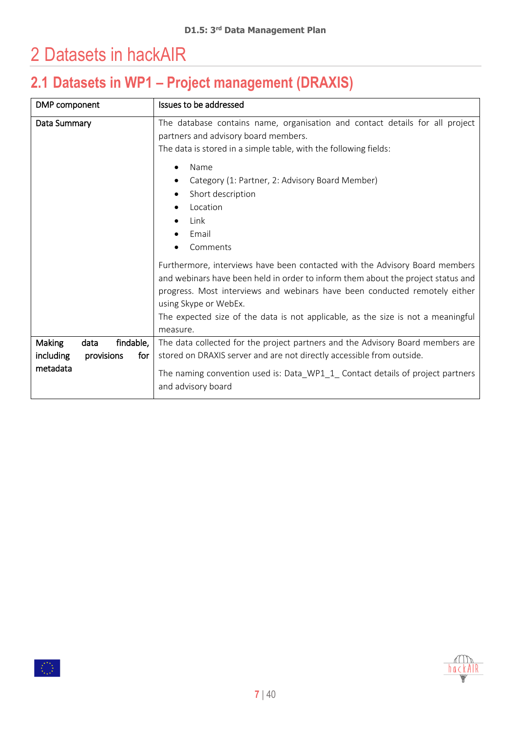# 2 Datasets in hackAIR

## 2.1 Datasets in WP1 – Project management (DRAXIS)

| DMP component | Issues to be addressed |
| --- | --- |
| Data Summary | The database contains name, organisation and contact details for all project partners and advisory board members.<br>The data is stored in a simple table, with the following fields:<br><br>• Name<br>• Category (1: Partner, 2: Advisory Board Member)<br>• Short description<br>• Location<br>• Link<br>• Email<br>• Comments<br><br>Furthermore, interviews have been contacted with the Advisory Board members and webinars have been held in order to inform them about the project status and progress. Most interviews and webinars have been conducted remotely either using Skype or WebEx.<br>The expected size of the data is not applicable, as the size is not a meaningful measure. |
| Making data findable, including provisions for metadata | The data collected for the project partners and the Advisory Board members are stored on DRAXIS server and are not directly accessible from outside.<br><br>The naming convention used is: Data_WP1_1_ Contact details of project partners and advisory board |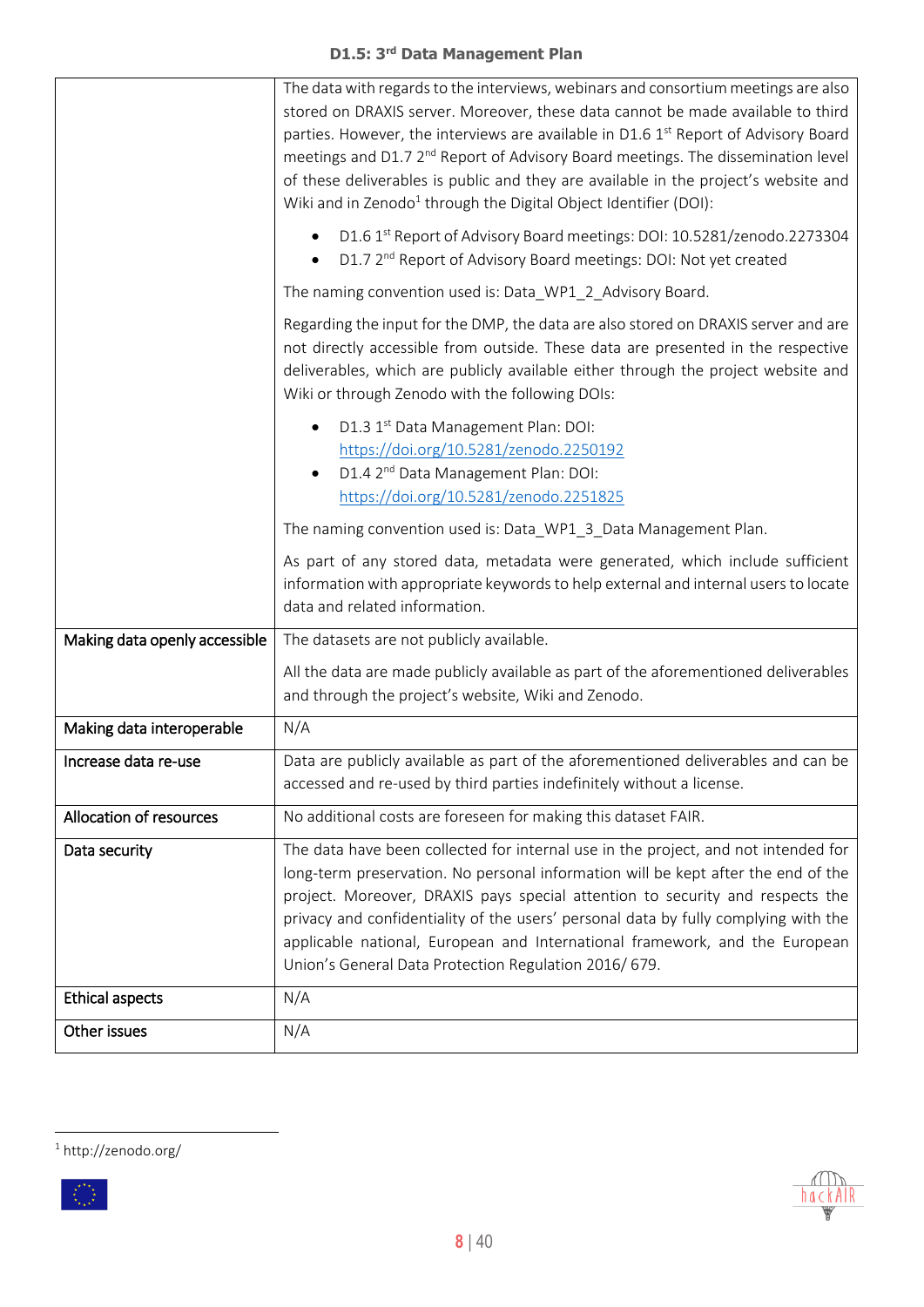| | |
|---|---|
| | The data with regards to the interviews, webinars and consortium meetings are also stored on DRAXIS server. Moreover, these data cannot be made available to third parties. However, the interviews are available in D1.6 1st Report of Advisory Board meetings and D1.7 2nd Report of Advisory Board meetings. The dissemination level of these deliverables is public and they are available in the project's website and Wiki and in Zenodo[1] through the Digital Object Identifier (DOI):<br>• D1.6 1st Report of Advisory Board meetings: DOI: 10.5281/zenodo.2273304<br>• D1.7 2nd Report of Advisory Board meetings: DOI: Not yet created<br>The naming convention used is: Data_WP1_2_Advisory Board.<br>Regarding the input for the DMP, the data are also stored on DRAXIS server and are not directly accessible from outside. These data are presented in the respective deliverables, which are publicly available either through the project website and Wiki or through Zenodo with the following DOIs:<br>• D1.3 1st Data Management Plan: DOI: https://doi.org/10.5281/zenodo.2250192<br>• D1.4 2nd Data Management Plan: DOI: https://doi.org/10.5281/zenodo.2251825<br>The naming convention used is: Data_WP1_3_Data Management Plan.<br>As part of any stored data, metadata were generated, which include sufficient information with appropriate keywords to help external and internal users to locate data and related information. |
| **Making data openly accessible** | The datasets are not publicly available.<br>All the data are made publicly available as part of the aforementioned deliverables and through the project's website, Wiki and Zenodo. |
| **Making data interoperable** | N/A |
| **Increase data re-use** | Data are publicly available as part of the aforementioned deliverables and can be accessed and re-used by third parties indefinitely without a license. |
| **Allocation of resources** | No additional costs are foreseen for making this dataset FAIR. |
| **Data security** | The data have been collected for internal use in the project, and not intended for long-term preservation. No personal information will be kept after the end of the project. Moreover, DRAXIS pays special attention to security and respects the privacy and confidentiality of the users' personal data by fully complying with the applicable national, European and International framework, and the European Union's General Data Protection Regulation 2016/ 679. |
| **Ethical aspects** | N/A |
| **Other issues** | N/A |

[1] http://zenodo.org/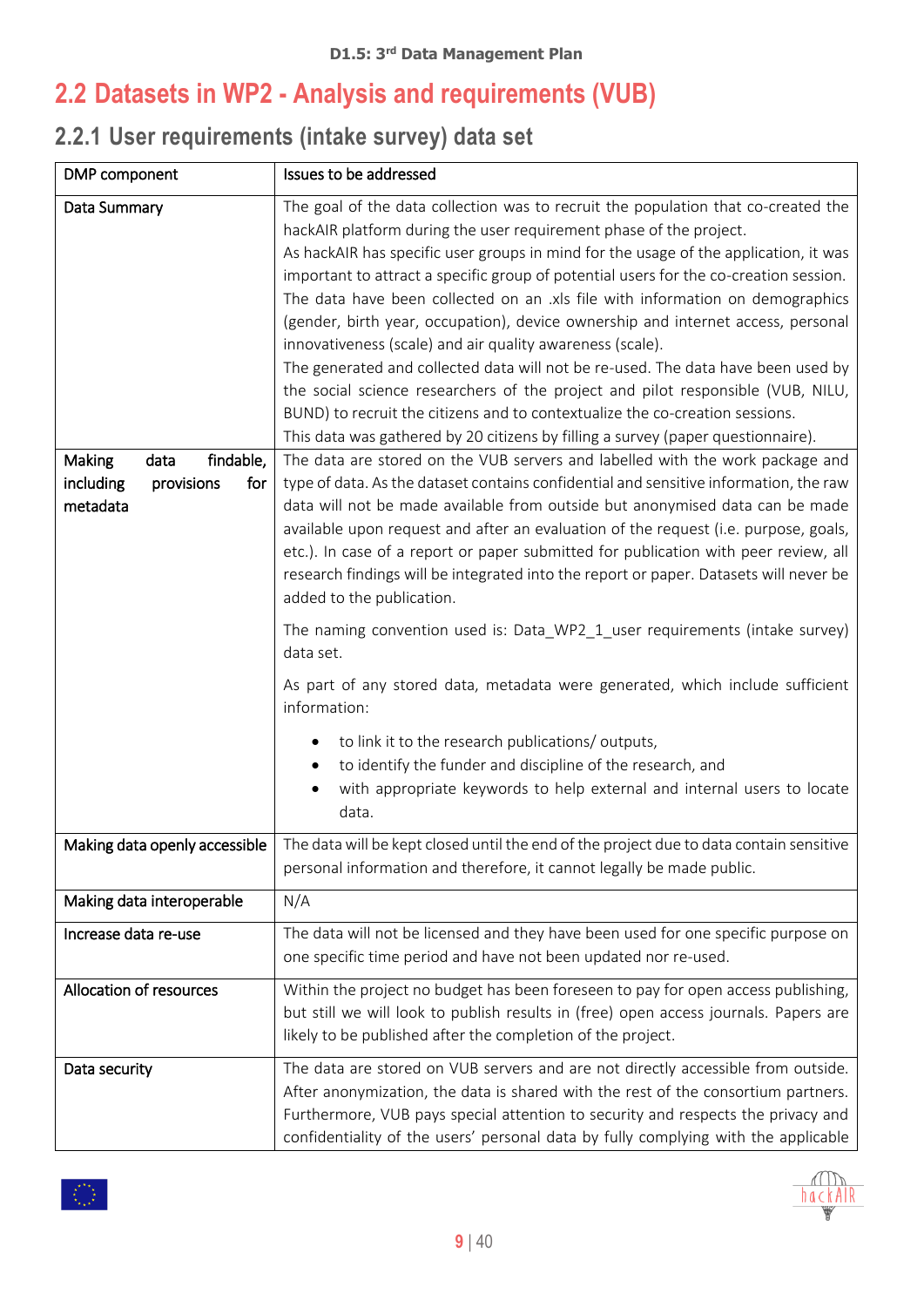## 2.2 Datasets in WP2 - Analysis and requirements (VUB)

### 2.2.1 User requirements (intake survey) data set

| DMP component | Issues to be addressed |
|---|---|
| Data Summary | The goal of the data collection was to recruit the population that co-created the hackAIR platform during the user requirement phase of the project.<br>As hackAIR has specific user groups in mind for the usage of the application, it was important to attract a specific group of potential users for the co-creation session.<br>The data have been collected on an .xls file with information on demographics (gender, birth year, occupation), device ownership and internet access, personal innovativeness (scale) and air quality awareness (scale).<br>The generated and collected data will not be re-used. The data have been used by the social science researchers of the project and pilot responsible (VUB, NILU, BUND) to recruit the citizens and to contextualize the co-creation sessions.<br>This data was gathered by 20 citizens by filling a survey (paper questionnaire). |
| Making data findable, including provisions for metadata | The data are stored on the VUB servers and labelled with the work package and type of data. As the dataset contains confidential and sensitive information, the raw data will not be made available from outside but anonymised data can be made available upon request and after an evaluation of the request (i.e. purpose, goals, etc.). In case of a report or paper submitted for publication with peer review, all research findings will be integrated into the report or paper. Datasets will never be added to the publication.<br><br>The naming convention used is: Data_WP2_1_user requirements (intake survey) data set.<br><br>As part of any stored data, metadata were generated, which include sufficient information:<br>• to link it to the research publications/ outputs,<br>• to identify the funder and discipline of the research, and<br>• with appropriate keywords to help external and internal users to locate data. |
| Making data openly accessible | The data will be kept closed until the end of the project due to data contain sensitive personal information and therefore, it cannot legally be made public. |
| Making data interoperable | N/A |
| Increase data re-use | The data will not be licensed and they have been used for one specific purpose on one specific time period and have not been updated nor re-used. |
| Allocation of resources | Within the project no budget has been foreseen to pay for open access publishing, but still we will look to publish results in (free) open access journals. Papers are likely to be published after the completion of the project. |
| Data security | The data are stored on VUB servers and are not directly accessible from outside. After anonymization, the data is shared with the rest of the consortium partners. Furthermore, VUB pays special attention to security and respects the privacy and confidentiality of the users' personal data by fully complying with the applicable |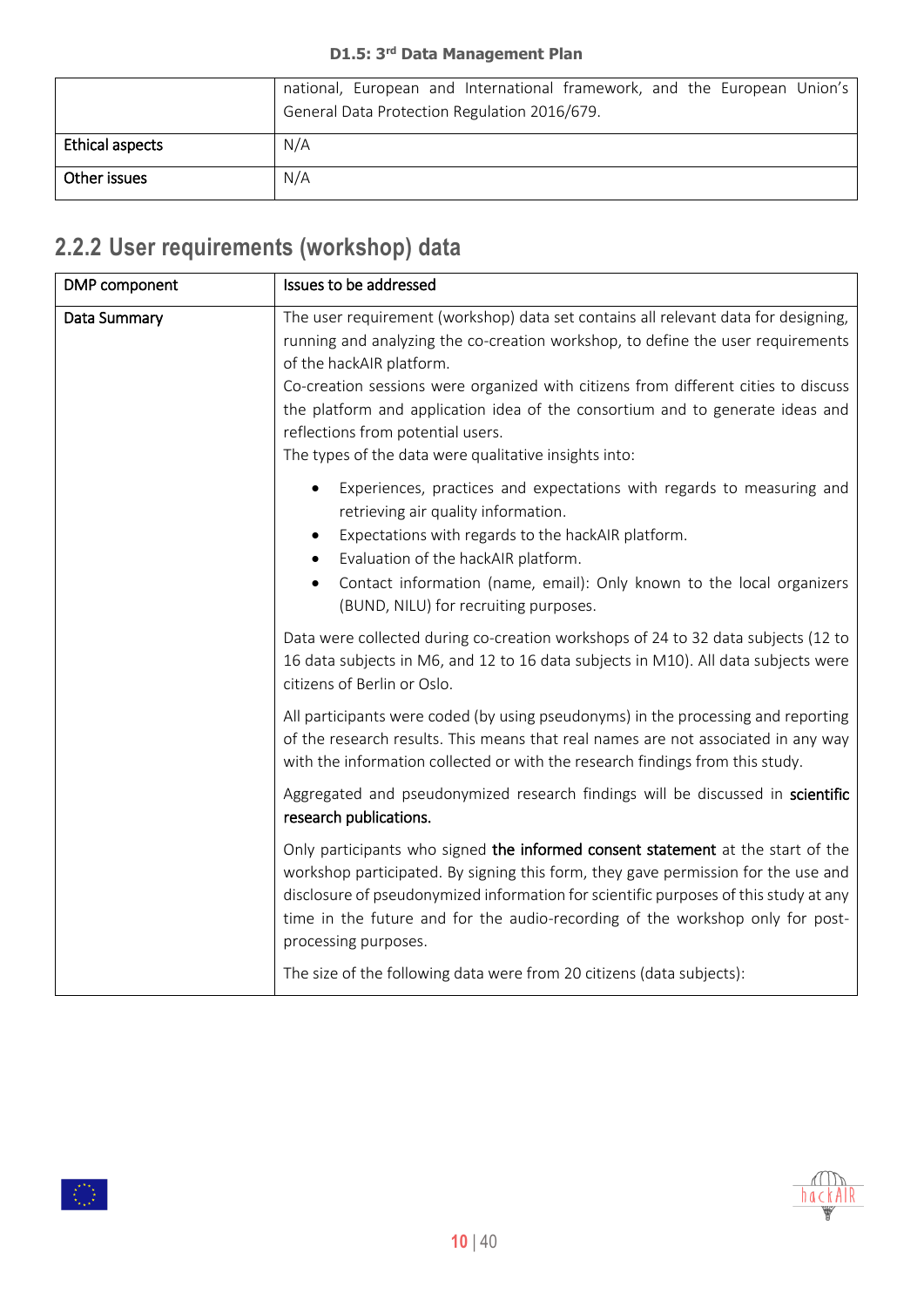| | |
|---|---|
| | national, European and International framework, and the European Union's General Data Protection Regulation 2016/679. |
| Ethical aspects | N/A |
| Other issues | N/A |

## 2.2.2 User requirements (workshop) data

| DMP component | Issues to be addressed |
|---|---|
| Data Summary | The user requirement (workshop) data set contains all relevant data for designing, running and analyzing the co-creation workshop, to define the user requirements of the hackAIR platform.<br>Co-creation sessions were organized with citizens from different cities to discuss the platform and application idea of the consortium and to generate ideas and reflections from potential users.<br>The types of the data were qualitative insights into:<br>• Experiences, practices and expectations with regards to measuring and retrieving air quality information.<br>• Expectations with regards to the hackAIR platform.<br>• Evaluation of the hackAIR platform.<br>• Contact information (name, email): Only known to the local organizers (BUND, NILU) for recruiting purposes.<br><br>Data were collected during co-creation workshops of 24 to 32 data subjects (12 to 16 data subjects in M6, and 12 to 16 data subjects in M10). All data subjects were citizens of Berlin or Oslo.<br><br>All participants were coded (by using pseudonyms) in the processing and reporting of the research results. This means that real names are not associated in any way with the information collected or with the research findings from this study.<br><br>Aggregated and pseudonymized research findings will be discussed in **scientific research publications.**<br><br>Only participants who signed **the informed consent statement** at the start of the workshop participated. By signing this form, they gave permission for the use and disclosure of pseudonymized information for scientific purposes of this study at any time in the future and for the audio-recording of the workshop only for post-processing purposes.<br><br>The size of the following data were from 20 citizens (data subjects): |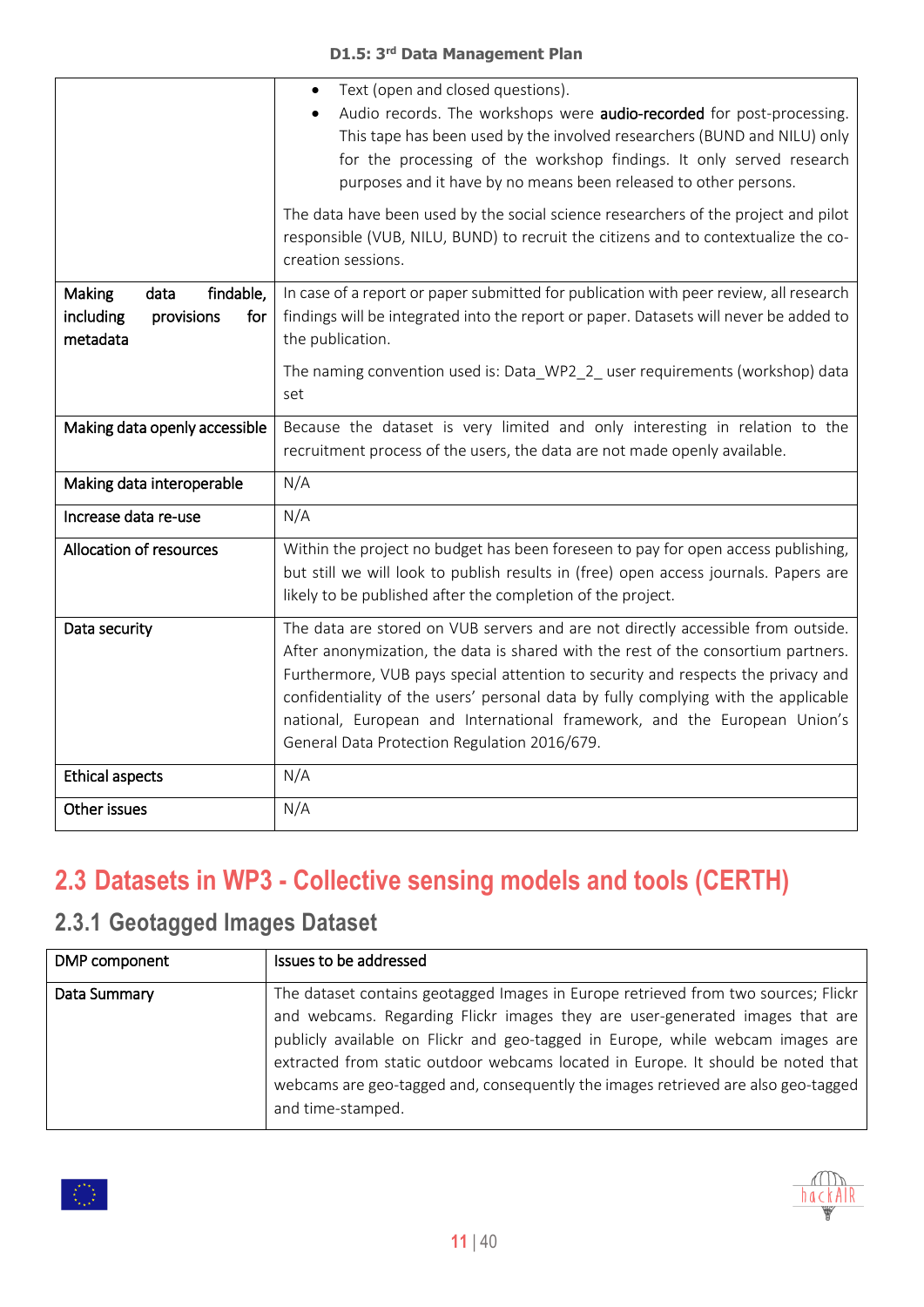| | |
|---|---|
| | • Text (open and closed questions).<br>• Audio records. The workshops were **audio-recorded** for post-processing. This tape has been used by the involved researchers (BUND and NILU) only for the processing of the workshop findings. It only served research purposes and it have by no means been released to other persons.<br><br>The data have been used by the social science researchers of the project and pilot responsible (VUB, NILU, BUND) to recruit the citizens and to contextualize the co-creation sessions. |
| Making data findable, including provisions for metadata | In case of a report or paper submitted for publication with peer review, all research findings will be integrated into the report or paper. Datasets will never be added to the publication.<br><br>The naming convention used is: Data_WP2_2_ user requirements (workshop) data set |
| Making data openly accessible | Because the dataset is very limited and only interesting in relation to the recruitment process of the users, the data are not made openly available. |
| Making data interoperable | N/A |
| Increase data re-use | N/A |
| Allocation of resources | Within the project no budget has been foreseen to pay for open access publishing, but still we will look to publish results in (free) open access journals. Papers are likely to be published after the completion of the project. |
| Data security | The data are stored on VUB servers and are not directly accessible from outside. After anonymization, the data is shared with the rest of the consortium partners. Furthermore, VUB pays special attention to security and respects the privacy and confidentiality of the users' personal data by fully complying with the applicable national, European and International framework, and the European Union's General Data Protection Regulation 2016/679. |
| Ethical aspects | N/A |
| Other issues | N/A |

## 2.3 Datasets in WP3 - Collective sensing models and tools (CERTH)

### 2.3.1 Geotagged Images Dataset

| DMP component | Issues to be addressed |
|---|---|
| Data Summary | The dataset contains geotagged Images in Europe retrieved from two sources; Flickr and webcams. Regarding Flickr images they are user-generated images that are publicly available on Flickr and geo-tagged in Europe, while webcam images are extracted from static outdoor webcams located in Europe. It should be noted that webcams are geo-tagged and, consequently the images retrieved are also geo-tagged and time-stamped. |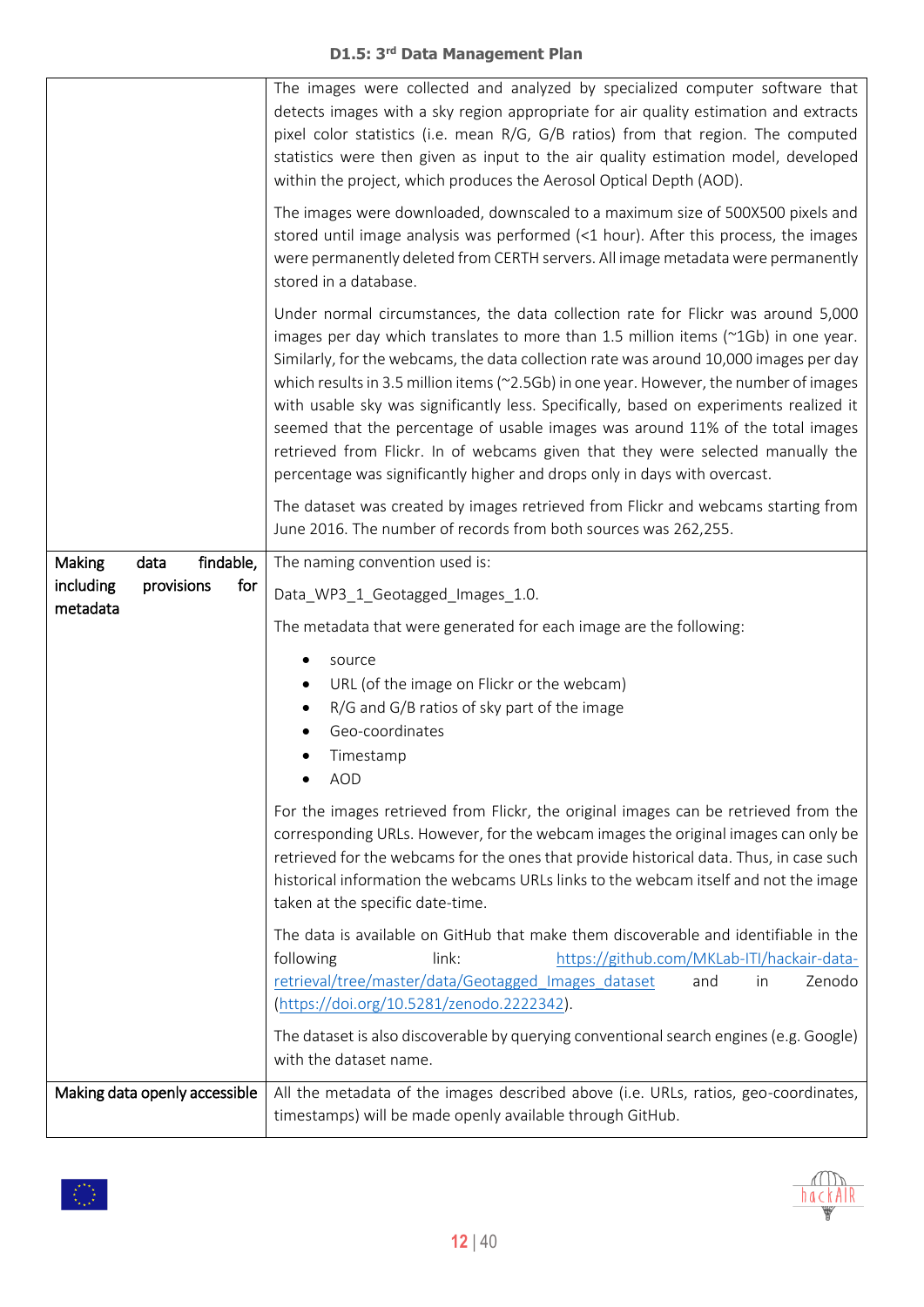|  |  |
|---|---|
|  | The images were collected and analyzed by specialized computer software that detects images with a sky region appropriate for air quality estimation and extracts pixel color statistics (i.e. mean R/G, G/B ratios) from that region. The computed statistics were then given as input to the air quality estimation model, developed within the project, which produces the Aerosol Optical Depth (AOD).<br><br>The images were downloaded, downscaled to a maximum size of 500X500 pixels and stored until image analysis was performed (<1 hour). After this process, the images were permanently deleted from CERTH servers. All image metadata were permanently stored in a database.<br><br>Under normal circumstances, the data collection rate for Flickr was around 5,000 images per day which translates to more than 1.5 million items (~1Gb) in one year. Similarly, for the webcams, the data collection rate was around 10,000 images per day which results in 3.5 million items (~2.5Gb) in one year. However, the number of images with usable sky was significantly less. Specifically, based on experiments realized it seemed that the percentage of usable images was around 11% of the total images retrieved from Flickr. In of webcams given that they were selected manually the percentage was significantly higher and drops only in days with overcast.<br><br>The dataset was created by images retrieved from Flickr and webcams starting from June 2016. The number of records from both sources was 262,255. |
| Making data findable, including provisions for metadata | The naming convention used is:<br><br>Data_WP3_1_Geotagged_Images_1.0.<br><br>The metadata that were generated for each image are the following:<br><br>• source<br>• URL (of the image on Flickr or the webcam)<br>• R/G and G/B ratios of sky part of the image<br>• Geo-coordinates<br>• Timestamp<br>• AOD<br><br>For the images retrieved from Flickr, the original images can be retrieved from the corresponding URLs. However, for the webcam images the original images can only be retrieved for the webcams for the ones that provide historical data. Thus, in case such historical information the webcams URLs links to the webcam itself and not the image taken at the specific date-time.<br><br>The data is available on GitHub that make them discoverable and identifiable in the following link: https://github.com/MKLab-ITI/hackair-data-retrieval/tree/master/data/Geotagged_Images_dataset and in Zenodo (https://doi.org/10.5281/zenodo.2222342).<br><br>The dataset is also discoverable by querying conventional search engines (e.g. Google) with the dataset name. |
| Making data openly accessible | All the metadata of the images described above (i.e. URLs, ratios, geo-coordinates, timestamps) will be made openly available through GitHub. |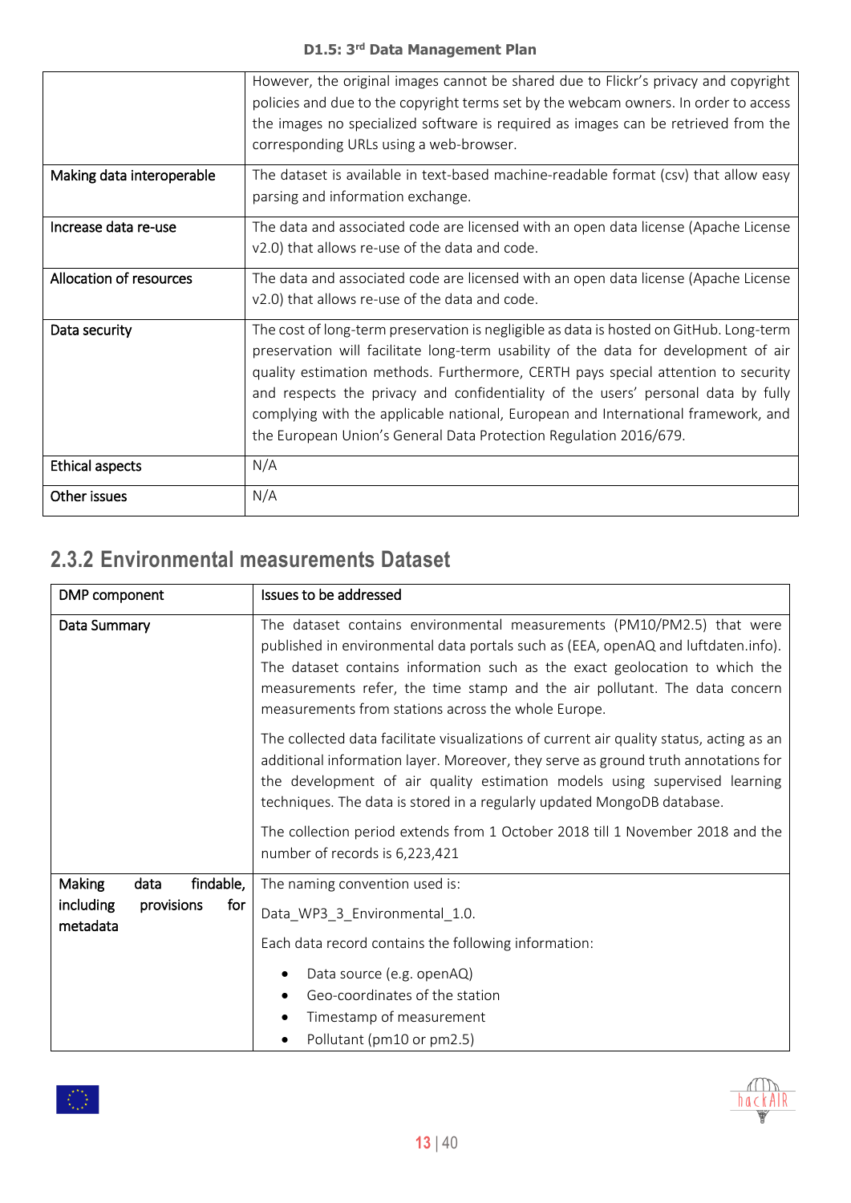| | |
|---|---|
| | However, the original images cannot be shared due to Flickr's privacy and copyright policies and due to the copyright terms set by the webcam owners. In order to access the images no specialized software is required as images can be retrieved from the corresponding URLs using a web-browser. |
| Making data interoperable | The dataset is available in text-based machine-readable format (csv) that allow easy parsing and information exchange. |
| Increase data re-use | The data and associated code are licensed with an open data license (Apache License v2.0) that allows re-use of the data and code. |
| Allocation of resources | The data and associated code are licensed with an open data license (Apache License v2.0) that allows re-use of the data and code. |
| Data security | The cost of long-term preservation is negligible as data is hosted on GitHub. Long-term preservation will facilitate long-term usability of the data for development of air quality estimation methods. Furthermore, CERTH pays special attention to security and respects the privacy and confidentiality of the users' personal data by fully complying with the applicable national, European and International framework, and the European Union's General Data Protection Regulation 2016/679. |
| Ethical aspects | N/A |
| Other issues | N/A |

## 2.3.2 Environmental measurements Dataset

| DMP component | Issues to be addressed |
|---|---|
| Data Summary | The dataset contains environmental measurements (PM10/PM2.5) that were published in environmental data portals such as (EEA, openAQ and luftdaten.info). The dataset contains information such as the exact geolocation to which the measurements refer, the time stamp and the air pollutant. The data concern measurements from stations across the whole Europe.<br><br>The collected data facilitate visualizations of current air quality status, acting as an additional information layer. Moreover, they serve as ground truth annotations for the development of air quality estimation models using supervised learning techniques. The data is stored in a regularly updated MongoDB database.<br><br>The collection period extends from 1 October 2018 till 1 November 2018 and the number of records is 6,223,421 |
| Making data findable, including provisions for metadata | The naming convention used is:<br><br>Data_WP3_3_Environmental_1.0.<br><br>Each data record contains the following information:<br><br>• Data source (e.g. openAQ)<br>• Geo-coordinates of the station<br>• Timestamp of measurement<br>• Pollutant (pm10 or pm2.5) |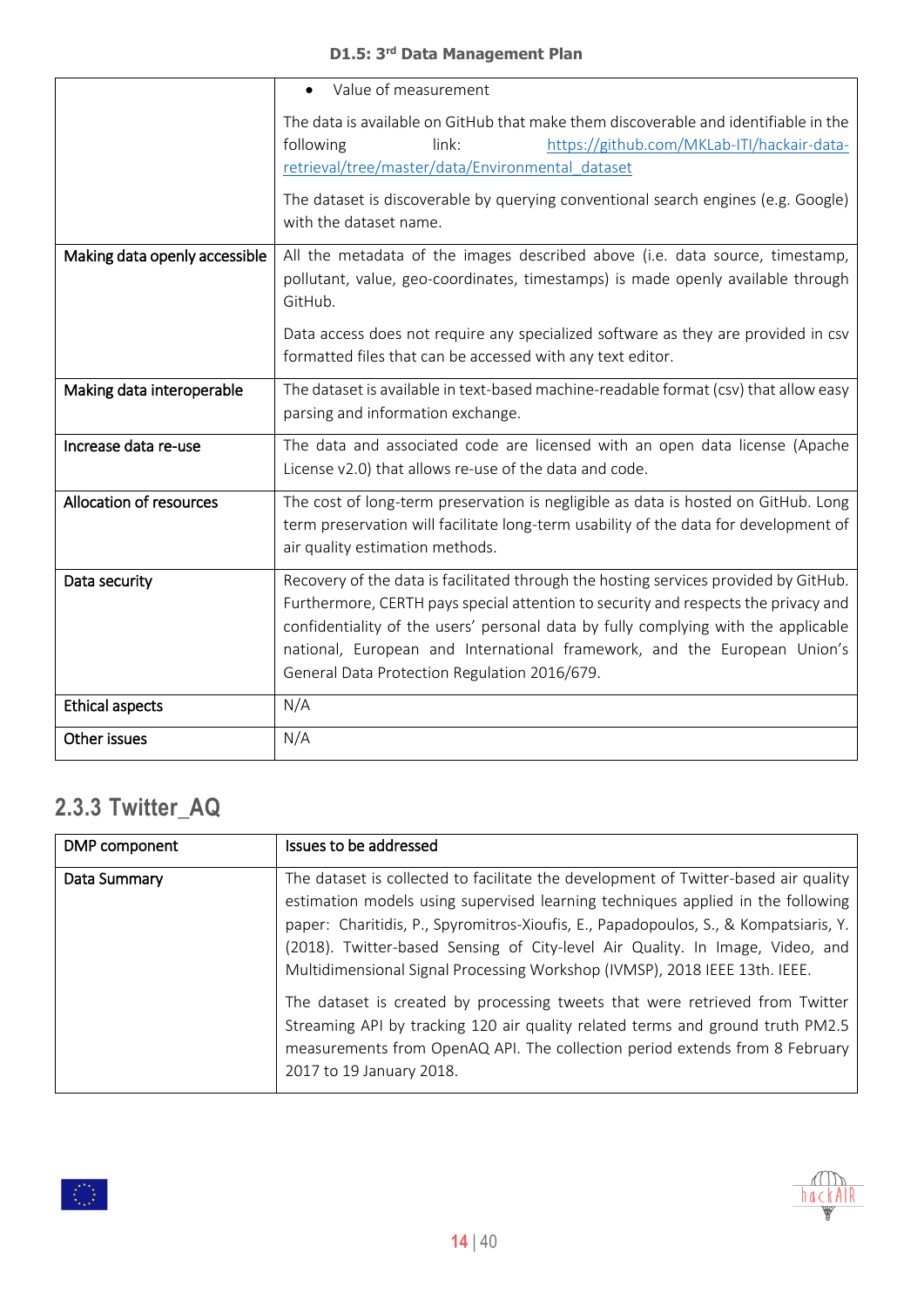| | |
|---|---|
| | • Value of measurement<br><br>The data is available on GitHub that make them discoverable and identifiable in the following link: https://github.com/MKLab-ITI/hackair-data-retrieval/tree/master/data/Environmental_dataset<br><br>The dataset is discoverable by querying conventional search engines (e.g. Google) with the dataset name. |
| Making data openly accessible | All the metadata of the images described above (i.e. data source, timestamp, pollutant, value, geo-coordinates, timestamps) is made openly available through GitHub.<br><br>Data access does not require any specialized software as they are provided in csv formatted files that can be accessed with any text editor. |
| Making data interoperable | The dataset is available in text-based machine-readable format (csv) that allow easy parsing and information exchange. |
| Increase data re-use | The data and associated code are licensed with an open data license (Apache License v2.0) that allows re-use of the data and code. |
| Allocation of resources | The cost of long-term preservation is negligible as data is hosted on GitHub. Long term preservation will facilitate long-term usability of the data for development of air quality estimation methods. |
| Data security | Recovery of the data is facilitated through the hosting services provided by GitHub. Furthermore, CERTH pays special attention to security and respects the privacy and confidentiality of the users' personal data by fully complying with the applicable national, European and International framework, and the European Union's General Data Protection Regulation 2016/679. |
| Ethical aspects | N/A |
| Other issues | N/A |

### 2.3.3 Twitter_AQ

| DMP component | Issues to be addressed |
|---|---|
| Data Summary | The dataset is collected to facilitate the development of Twitter-based air quality estimation models using supervised learning techniques applied in the following paper: Charitidis, P., Spyromitros-Xioufis, E., Papadopoulos, S., & Kompatsiaris, Y. (2018). Twitter-based Sensing of City-level Air Quality. In Image, Video, and Multidimensional Signal Processing Workshop (IVMSP), 2018 IEEE 13th. IEEE.<br><br>The dataset is created by processing tweets that were retrieved from Twitter Streaming API by tracking 120 air quality related terms and ground truth PM2.5 measurements from OpenAQ API. The collection period extends from 8 February 2017 to 19 January 2018. |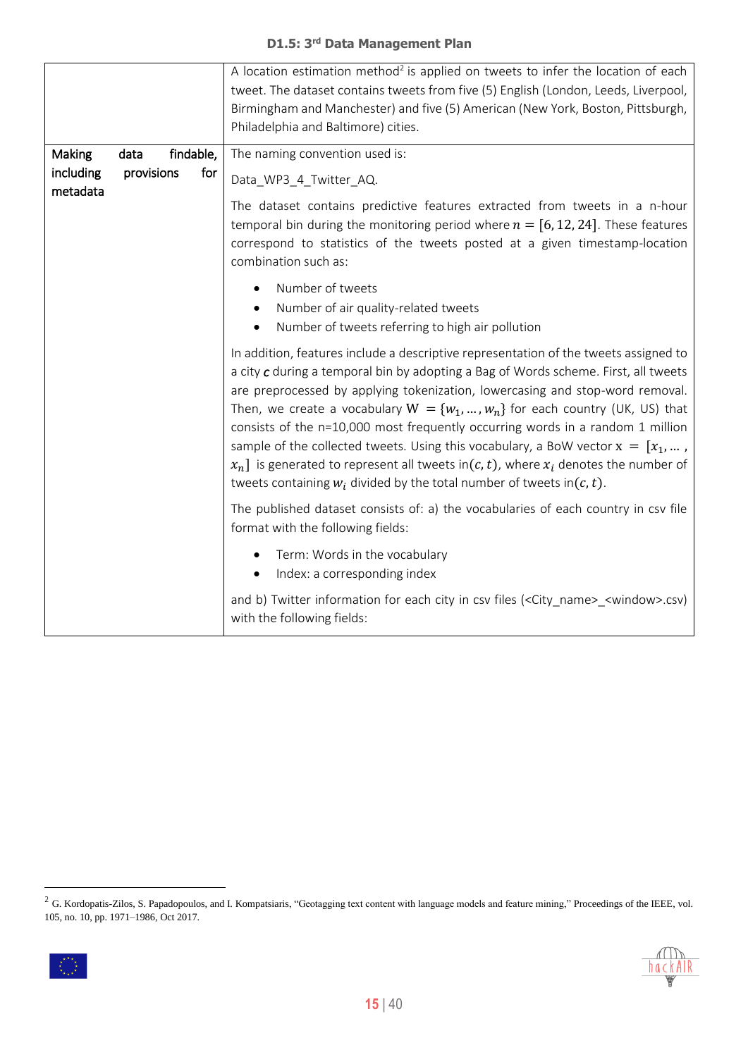| | |
|---|---|
| | A location estimation method[2] is applied on tweets to infer the location of each tweet. The dataset contains tweets from five (5) English (London, Leeds, Liverpool, Birmingham and Manchester) and five (5) American (New York, Boston, Pittsburgh, Philadelphia and Baltimore) cities. |
| Making data findable, including provisions for metadata | The naming convention used is:<br><br>Data_WP3_4_Twitter_AQ.<br><br>The dataset contains predictive features extracted from tweets in a n-hour temporal bin during the monitoring period where $n = [6, 12, 24]$. These features correspond to statistics of the tweets posted at a given timestamp-location combination such as:<br><br>• Number of tweets<br>• Number of air quality-related tweets<br>• Number of tweets referring to high air pollution<br><br>In addition, features include a descriptive representation of the tweets assigned to a city $\boldsymbol{c}$ during a temporal bin by adopting a Bag of Words scheme. First, all tweets are preprocessed by applying tokenization, lowercasing and stop-word removal. Then, we create a vocabulary $\mathrm{W} = \{w_1, \ldots, w_n\}$ for each country (UK, US) that consists of the n=10,000 most frequently occurring words in a random 1 million sample of the collected tweets. Using this vocabulary, a BoW vector $\mathrm{x} = [x_1, \ldots, x_n]$ is generated to represent all tweets in$(c, t)$, where $x_i$ denotes the number of tweets containing $w_i$ divided by the total number of tweets in$(c, t)$.<br><br>The published dataset consists of: a) the vocabularies of each country in csv file format with the following fields:<br><br>• Term: Words in the vocabulary<br>• Index: a corresponding index<br><br>and b) Twitter information for each city in csv files (<City_name>_<window>.csv) with the following fields: |

[2] G. Kordopatis-Zilos, S. Papadopoulos, and I. Kompatsiaris, "Geotagging text content with language models and feature mining," Proceedings of the IEEE, vol. 105, no. 10, pp. 1971–1986, Oct 2017.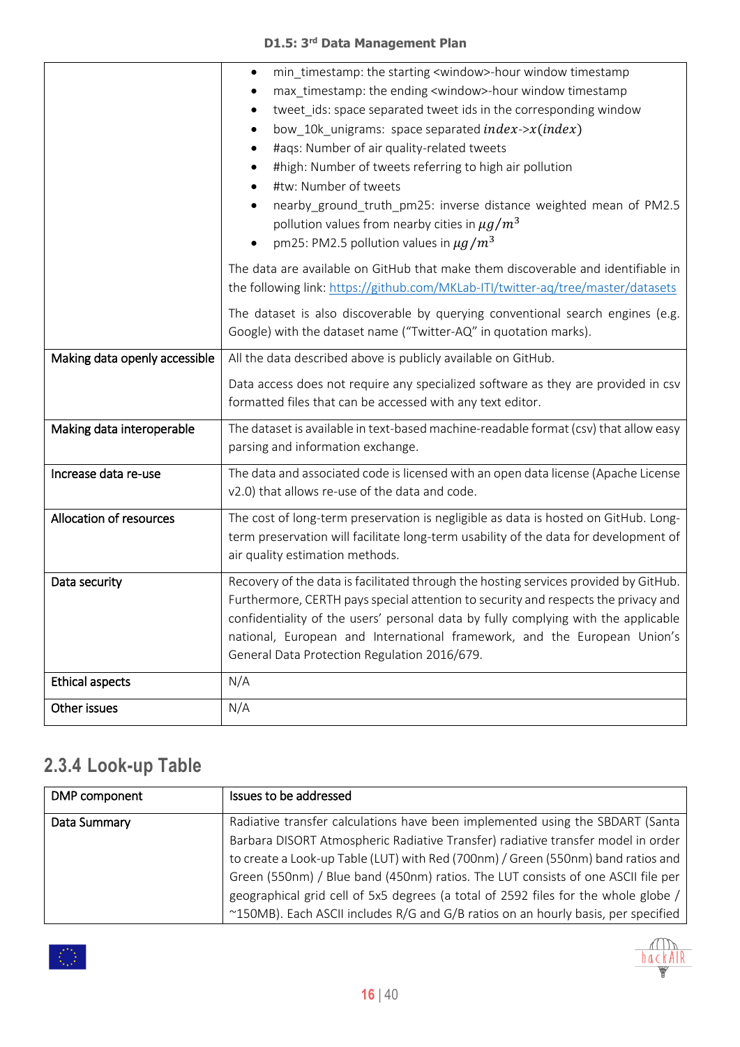| | |
|---|---|
| | • min_timestamp: the starting <window>-hour window timestamp<br>• max_timestamp: the ending <window>-hour window timestamp<br>• tweet_ids: space separated tweet ids in the corresponding window<br>• bow_10k_unigrams: space separated $index$->$x(index)$<br>• #aqs: Number of air quality-related tweets<br>• #high: Number of tweets referring to high air pollution<br>• #tw: Number of tweets<br>• nearby_ground_truth_pm25: inverse distance weighted mean of PM2.5 pollution values from nearby cities in $\mu g/m^3$<br>• pm25: PM2.5 pollution values in $\mu g/m^3$<br><br>The data are available on GitHub that make them discoverable and identifiable in the following link: https://github.com/MKLab-ITI/twitter-aq/tree/master/datasets<br><br>The dataset is also discoverable by querying conventional search engines (e.g. Google) with the dataset name ("Twitter-AQ" in quotation marks). |
| Making data openly accessible | All the data described above is publicly available on GitHub.<br><br>Data access does not require any specialized software as they are provided in csv formatted files that can be accessed with any text editor. |
| Making data interoperable | The dataset is available in text-based machine-readable format (csv) that allow easy parsing and information exchange. |
| Increase data re-use | The data and associated code is licensed with an open data license (Apache License v2.0) that allows re-use of the data and code. |
| Allocation of resources | The cost of long-term preservation is negligible as data is hosted on GitHub. Long-term preservation will facilitate long-term usability of the data for development of air quality estimation methods. |
| Data security | Recovery of the data is facilitated through the hosting services provided by GitHub. Furthermore, CERTH pays special attention to security and respects the privacy and confidentiality of the users' personal data by fully complying with the applicable national, European and International framework, and the European Union's General Data Protection Regulation 2016/679. |
| Ethical aspects | N/A |
| Other issues | N/A |

### 2.3.4 Look-up Table

| DMP component | Issues to be addressed |
|---|---|
| Data Summary | Radiative transfer calculations have been implemented using the SBDART (Santa Barbara DISORT Atmospheric Radiative Transfer) radiative transfer model in order to create a Look-up Table (LUT) with Red (700nm) / Green (550nm) band ratios and Green (550nm) / Blue band (450nm) ratios. The LUT consists of one ASCII file per geographical grid cell of 5x5 degrees (a total of 2592 files for the whole globe / ~150MB). Each ASCII includes R/G and G/B ratios on an hourly basis, per specified |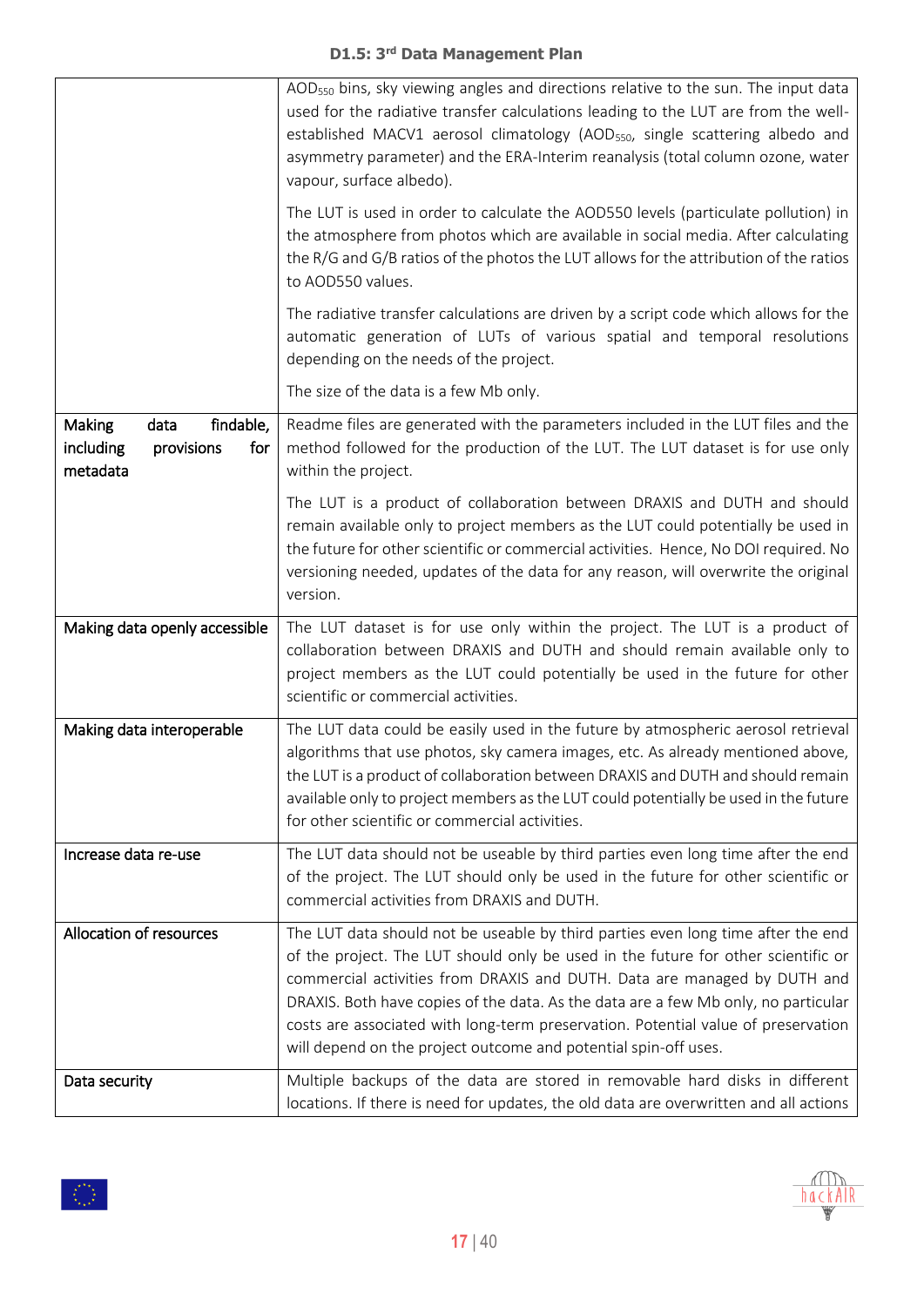| | |
|---|---|
| | $AOD_{550}$ bins, sky viewing angles and directions relative to the sun. The input data used for the radiative transfer calculations leading to the LUT are from the well-established MACV1 aerosol climatology ($AOD_{550}$, single scattering albedo and asymmetry parameter) and the ERA-Interim reanalysis (total column ozone, water vapour, surface albedo).<br><br>The LUT is used in order to calculate the AOD550 levels (particulate pollution) in the atmosphere from photos which are available in social media. After calculating the R/G and G/B ratios of the photos the LUT allows for the attribution of the ratios to AOD550 values.<br><br>The radiative transfer calculations are driven by a script code which allows for the automatic generation of LUTs of various spatial and temporal resolutions depending on the needs of the project.<br><br>The size of the data is a few Mb only. |
| Making data findable, including provisions for metadata | Readme files are generated with the parameters included in the LUT files and the method followed for the production of the LUT. The LUT dataset is for use only within the project.<br><br>The LUT is a product of collaboration between DRAXIS and DUTH and should remain available only to project members as the LUT could potentially be used in the future for other scientific or commercial activities. Hence, No DOI required. No versioning needed, updates of the data for any reason, will overwrite the original version. |
| Making data openly accessible | The LUT dataset is for use only within the project. The LUT is a product of collaboration between DRAXIS and DUTH and should remain available only to project members as the LUT could potentially be used in the future for other scientific or commercial activities. |
| Making data interoperable | The LUT data could be easily used in the future by atmospheric aerosol retrieval algorithms that use photos, sky camera images, etc. As already mentioned above, the LUT is a product of collaboration between DRAXIS and DUTH and should remain available only to project members as the LUT could potentially be used in the future for other scientific or commercial activities. |
| Increase data re-use | The LUT data should not be useable by third parties even long time after the end of the project. The LUT should only be used in the future for other scientific or commercial activities from DRAXIS and DUTH. |
| Allocation of resources | The LUT data should not be useable by third parties even long time after the end of the project. The LUT should only be used in the future for other scientific or commercial activities from DRAXIS and DUTH. Data are managed by DUTH and DRAXIS. Both have copies of the data. As the data are a few Mb only, no particular costs are associated with long-term preservation. Potential value of preservation will depend on the project outcome and potential spin-off uses. |
| Data security | Multiple backups of the data are stored in removable hard disks in different locations. If there is need for updates, the old data are overwritten and all actions |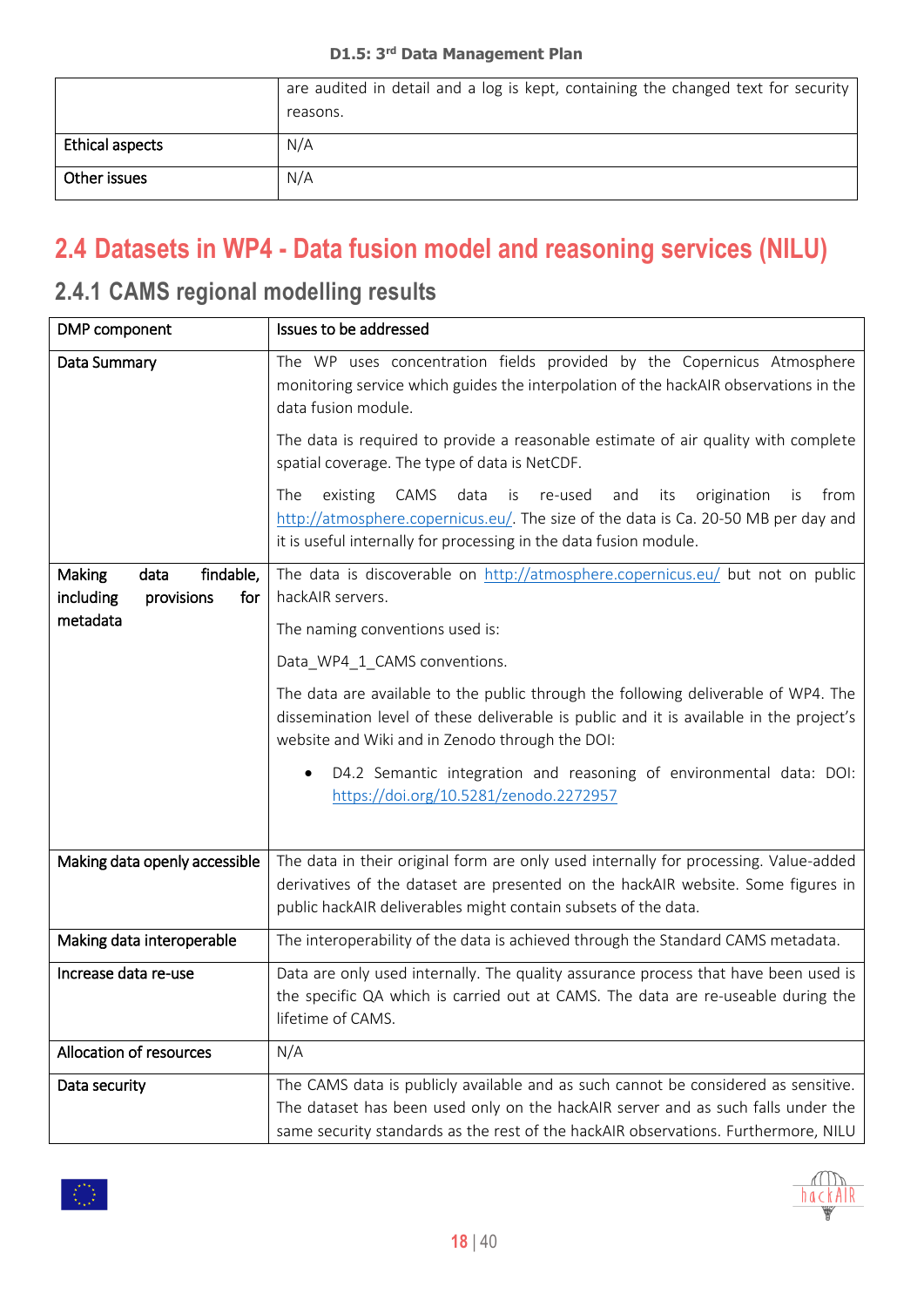| | |
|---|---|
| | are audited in detail and a log is kept, containing the changed text for security reasons. |
| Ethical aspects | N/A |
| Other issues | N/A |

## 2.4 Datasets in WP4 - Data fusion model and reasoning services (NILU)

### 2.4.1 CAMS regional modelling results

| DMP component | Issues to be addressed |
|---|---|
| Data Summary | The WP uses concentration fields provided by the Copernicus Atmosphere monitoring service which guides the interpolation of the hackAIR observations in the data fusion module.<br><br>The data is required to provide a reasonable estimate of air quality with complete spatial coverage. The type of data is NetCDF.<br><br>The existing CAMS data is re-used and its origination is from http://atmosphere.copernicus.eu/. The size of the data is Ca. 20-50 MB per day and it is useful internally for processing in the data fusion module. |
| Making data findable, including provisions for metadata | The data is discoverable on http://atmosphere.copernicus.eu/ but not on public hackAIR servers.<br><br>The naming conventions used is:<br><br>Data_WP4_1_CAMS conventions.<br><br>The data are available to the public through the following deliverable of WP4. The dissemination level of these deliverable is public and it is available in the project's website and Wiki and in Zenodo through the DOI:<br><br>• D4.2 Semantic integration and reasoning of environmental data: DOI: https://doi.org/10.5281/zenodo.2272957 |
| Making data openly accessible | The data in their original form are only used internally for processing. Value-added derivatives of the dataset are presented on the hackAIR website. Some figures in public hackAIR deliverables might contain subsets of the data. |
| Making data interoperable | The interoperability of the data is achieved through the Standard CAMS metadata. |
| Increase data re-use | Data are only used internally. The quality assurance process that have been used is the specific QA which is carried out at CAMS. The data are re-useable during the lifetime of CAMS. |
| Allocation of resources | N/A |
| Data security | The CAMS data is publicly available and as such cannot be considered as sensitive. The dataset has been used only on the hackAIR server and as such falls under the same security standards as the rest of the hackAIR observations. Furthermore, NILU |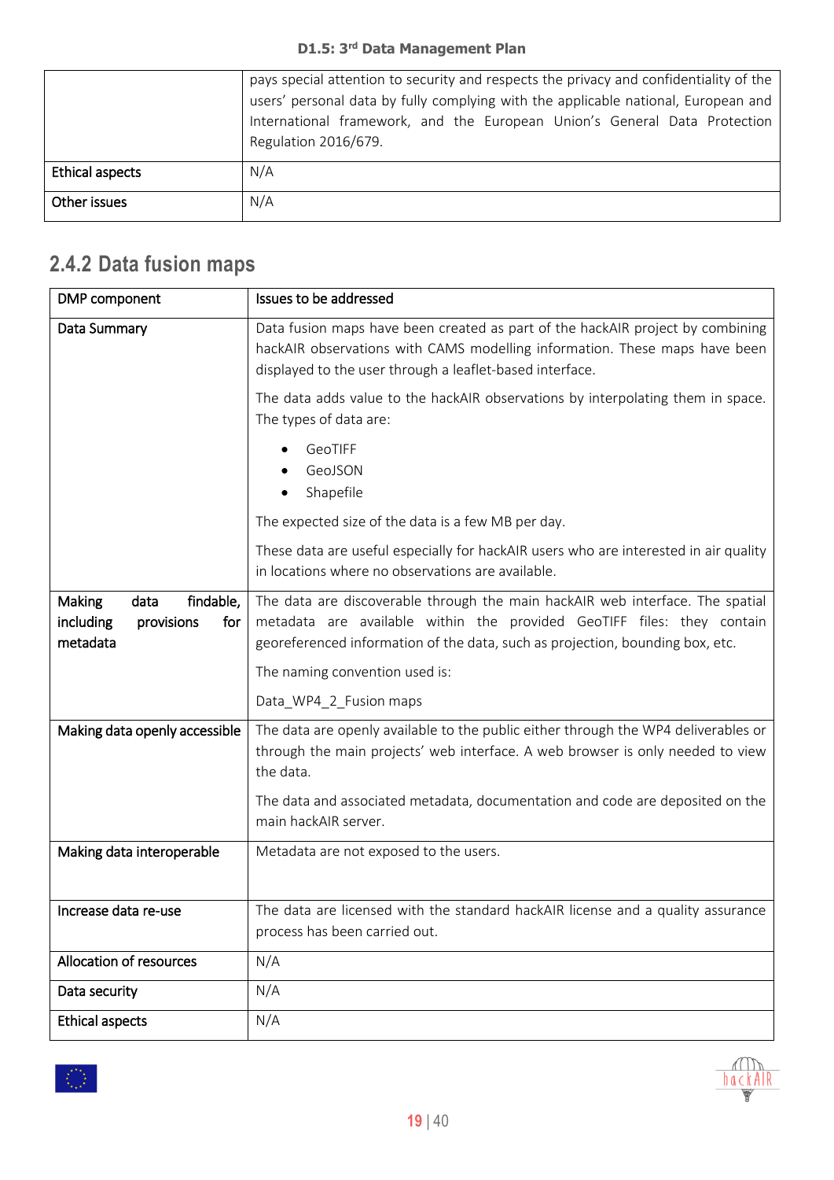| | |
|---|---|
| | pays special attention to security and respects the privacy and confidentiality of the users' personal data by fully complying with the applicable national, European and International framework, and the European Union's General Data Protection Regulation 2016/679. |
| Ethical aspects | N/A |
| Other issues | N/A |

### 2.4.2 Data fusion maps

| DMP component | Issues to be addressed |
|---|---|
| Data Summary | Data fusion maps have been created as part of the hackAIR project by combining hackAIR observations with CAMS modelling information. These maps have been displayed to the user through a leaflet-based interface.<br><br>The data adds value to the hackAIR observations by interpolating them in space. The types of data are:<br><br>• GeoTIFF<br>• GeoJSON<br>• Shapefile<br><br>The expected size of the data is a few MB per day.<br><br>These data are useful especially for hackAIR users who are interested in air quality in locations where no observations are available. |
| Making data findable, including provisions for metadata | The data are discoverable through the main hackAIR web interface. The spatial metadata are available within the provided GeoTIFF files: they contain georeferenced information of the data, such as projection, bounding box, etc.<br><br>The naming convention used is:<br><br>Data_WP4_2_Fusion maps |
| Making data openly accessible | The data are openly available to the public either through the WP4 deliverables or through the main projects' web interface. A web browser is only needed to view the data.<br><br>The data and associated metadata, documentation and code are deposited on the main hackAIR server. |
| Making data interoperable | Metadata are not exposed to the users. |
| Increase data re-use | The data are licensed with the standard hackAIR license and a quality assurance process has been carried out. |
| Allocation of resources | N/A |
| Data security | N/A |
| Ethical aspects | N/A |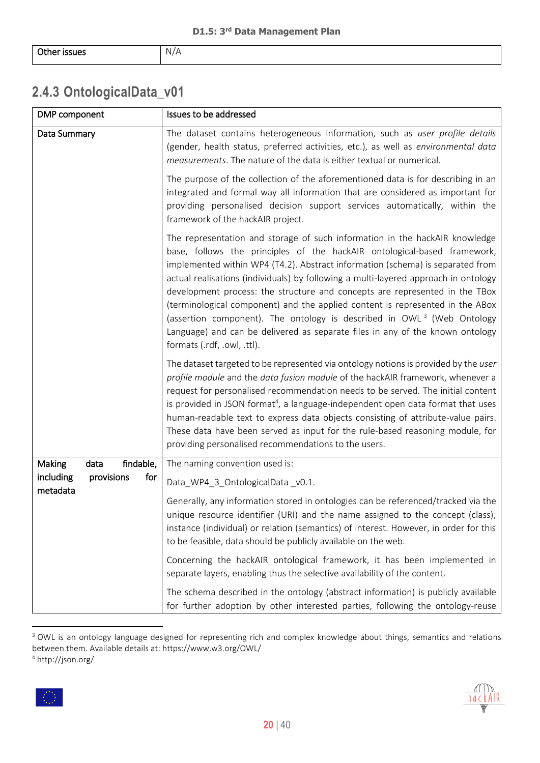| Other issues | N/A |
|---|---|

### 2.4.3 OntologicalData_v01

| DMP component | Issues to be addressed |
|---|---|
| Data Summary | The dataset contains heterogeneous information, such as *user profile details* (gender, health status, preferred activities, etc.), as well as *environmental data measurements*. The nature of the data is either textual or numerical.<br><br>The purpose of the collection of the aforementioned data is for describing in an integrated and formal way all information that are considered as important for providing personalised decision support services automatically, within the framework of the hackAIR project.<br><br>The representation and storage of such information in the hackAIR knowledge base, follows the principles of the hackAIR ontological-based framework, implemented within WP4 (T4.2). Abstract information (schema) is separated from actual realisations (individuals) by following a multi-layered approach in ontology development process: the structure and concepts are represented in the TBox (terminological component) and the applied content is represented in the ABox (assertion component). The ontology is described in OWL [3] (Web Ontology Language) and can be delivered as separate files in any of the known ontology formats (.rdf, .owl, .ttl).<br><br>The dataset targeted to be represented via ontology notions is provided by the *user profile module* and the *data fusion module* of the hackAIR framework, whenever a request for personalised recommendation needs to be served. The initial content is provided in JSON format[4], a language-independent open data format that uses human-readable text to express data objects consisting of attribute-value pairs. These data have been served as input for the rule-based reasoning module, for providing personalised recommendations to the users. |
| Making data findable, including provisions for metadata | The naming convention used is:<br><br>Data_WP4_3_OntologicalData _v0.1.<br><br>Generally, any information stored in ontologies can be referenced/tracked via the unique resource identifier (URI) and the name assigned to the concept (class), instance (individual) or relation (semantics) of interest. However, in order for this to be feasible, data should be publicly available on the web.<br><br>Concerning the hackAIR ontological framework, it has been implemented in separate layers, enabling thus the selective availability of the content.<br><br>The schema described in the ontology (abstract information) is publicly available for further adoption by other interested parties, following the ontology-reuse |

[3] OWL is an ontology language designed for representing rich and complex knowledge about things, semantics and relations between them. Available details at: https://www.w3.org/OWL/

[4] http://json.org/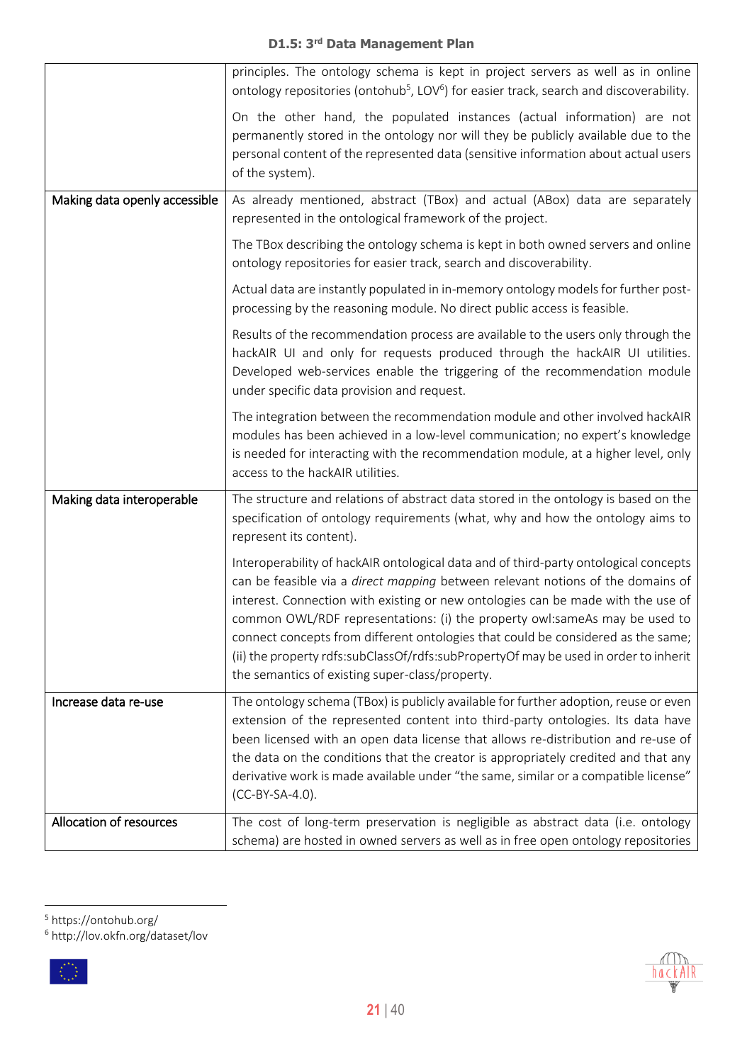| | |
|---|---|
| | principles. The ontology schema is kept in project servers as well as in online ontology repositories (ontohub[5], LOV[6]) for easier track, search and discoverability.<br><br>On the other hand, the populated instances (actual information) are not permanently stored in the ontology nor will they be publicly available due to the personal content of the represented data (sensitive information about actual users of the system). |
| Making data openly accessible | As already mentioned, abstract (TBox) and actual (ABox) data are separately represented in the ontological framework of the project.<br><br>The TBox describing the ontology schema is kept in both owned servers and online ontology repositories for easier track, search and discoverability.<br><br>Actual data are instantly populated in in-memory ontology models for further post-processing by the reasoning module. No direct public access is feasible.<br><br>Results of the recommendation process are available to the users only through the hackAIR UI and only for requests produced through the hackAIR UI utilities. Developed web-services enable the triggering of the recommendation module under specific data provision and request.<br><br>The integration between the recommendation module and other involved hackAIR modules has been achieved in a low-level communication; no expert's knowledge is needed for interacting with the recommendation module, at a higher level, only access to the hackAIR utilities. |
| Making data interoperable | The structure and relations of abstract data stored in the ontology is based on the specification of ontology requirements (what, why and how the ontology aims to represent its content).<br><br>Interoperability of hackAIR ontological data and of third-party ontological concepts can be feasible via a *direct mapping* between relevant notions of the domains of interest. Connection with existing or new ontologies can be made with the use of common OWL/RDF representations: (i) the property owl:sameAs may be used to connect concepts from different ontologies that could be considered as the same; (ii) the property rdfs:subClassOf/rdfs:subPropertyOf may be used in order to inherit the semantics of existing super-class/property. |
| Increase data re-use | The ontology schema (TBox) is publicly available for further adoption, reuse or even extension of the represented content into third-party ontologies. Its data have been licensed with an open data license that allows re-distribution and re-use of the data on the conditions that the creator is appropriately credited and that any derivative work is made available under "the same, similar or a compatible license" (CC-BY-SA-4.0). |
| Allocation of resources | The cost of long-term preservation is negligible as abstract data (i.e. ontology schema) are hosted in owned servers as well as in free open ontology repositories |

[5] https://ontohub.org/

[6] http://lov.okfn.org/dataset/lov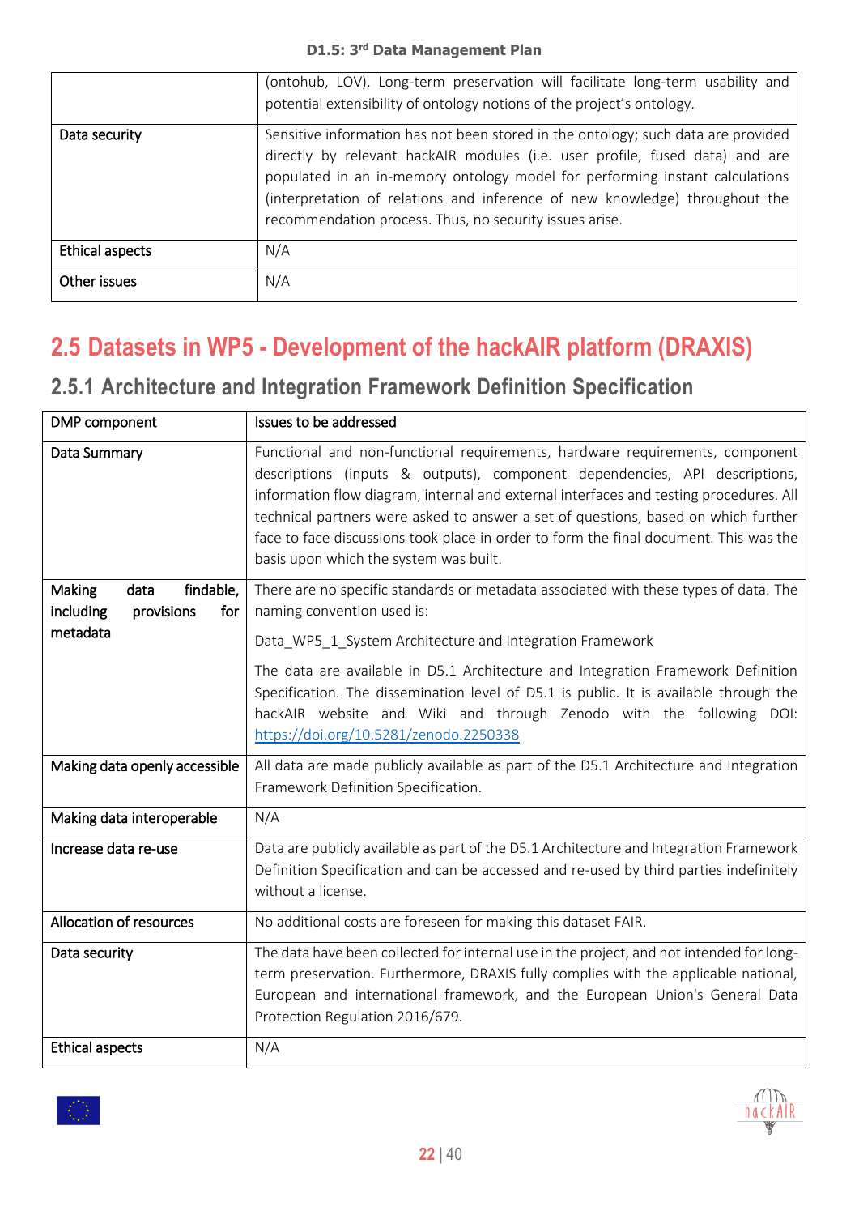| | |
|---|---|
| | (ontohub, LOV). Long-term preservation will facilitate long-term usability and potential extensibility of ontology notions of the project's ontology. |
| Data security | Sensitive information has not been stored in the ontology; such data are provided directly by relevant hackAIR modules (i.e. user profile, fused data) and are populated in an in-memory ontology model for performing instant calculations (interpretation of relations and inference of new knowledge) throughout the recommendation process. Thus, no security issues arise. |
| Ethical aspects | N/A |
| Other issues | N/A |

## 2.5 Datasets in WP5 - Development of the hackAIR platform (DRAXIS)

### 2.5.1 Architecture and Integration Framework Definition Specification

| DMP component | Issues to be addressed |
|---|---|
| Data Summary | Functional and non-functional requirements, hardware requirements, component descriptions (inputs & outputs), component dependencies, API descriptions, information flow diagram, internal and external interfaces and testing procedures. All technical partners were asked to answer a set of questions, based on which further face to face discussions took place in order to form the final document. This was the basis upon which the system was built. |
| Making data findable, including provisions for metadata | There are no specific standards or metadata associated with these types of data. The naming convention used is: <br><br> Data_WP5_1_System Architecture and Integration Framework <br><br> The data are available in D5.1 Architecture and Integration Framework Definition Specification. The dissemination level of D5.1 is public. It is available through the hackAIR website and Wiki and through Zenodo with the following DOI: https://doi.org/10.5281/zenodo.2250338 |
| Making data openly accessible | All data are made publicly available as part of the D5.1 Architecture and Integration Framework Definition Specification. |
| Making data interoperable | N/A |
| Increase data re-use | Data are publicly available as part of the D5.1 Architecture and Integration Framework Definition Specification and can be accessed and re-used by third parties indefinitely without a license. |
| Allocation of resources | No additional costs are foreseen for making this dataset FAIR. |
| Data security | The data have been collected for internal use in the project, and not intended for long-term preservation. Furthermore, DRAXIS fully complies with the applicable national, European and international framework, and the European Union's General Data Protection Regulation 2016/679. |
| Ethical aspects | N/A |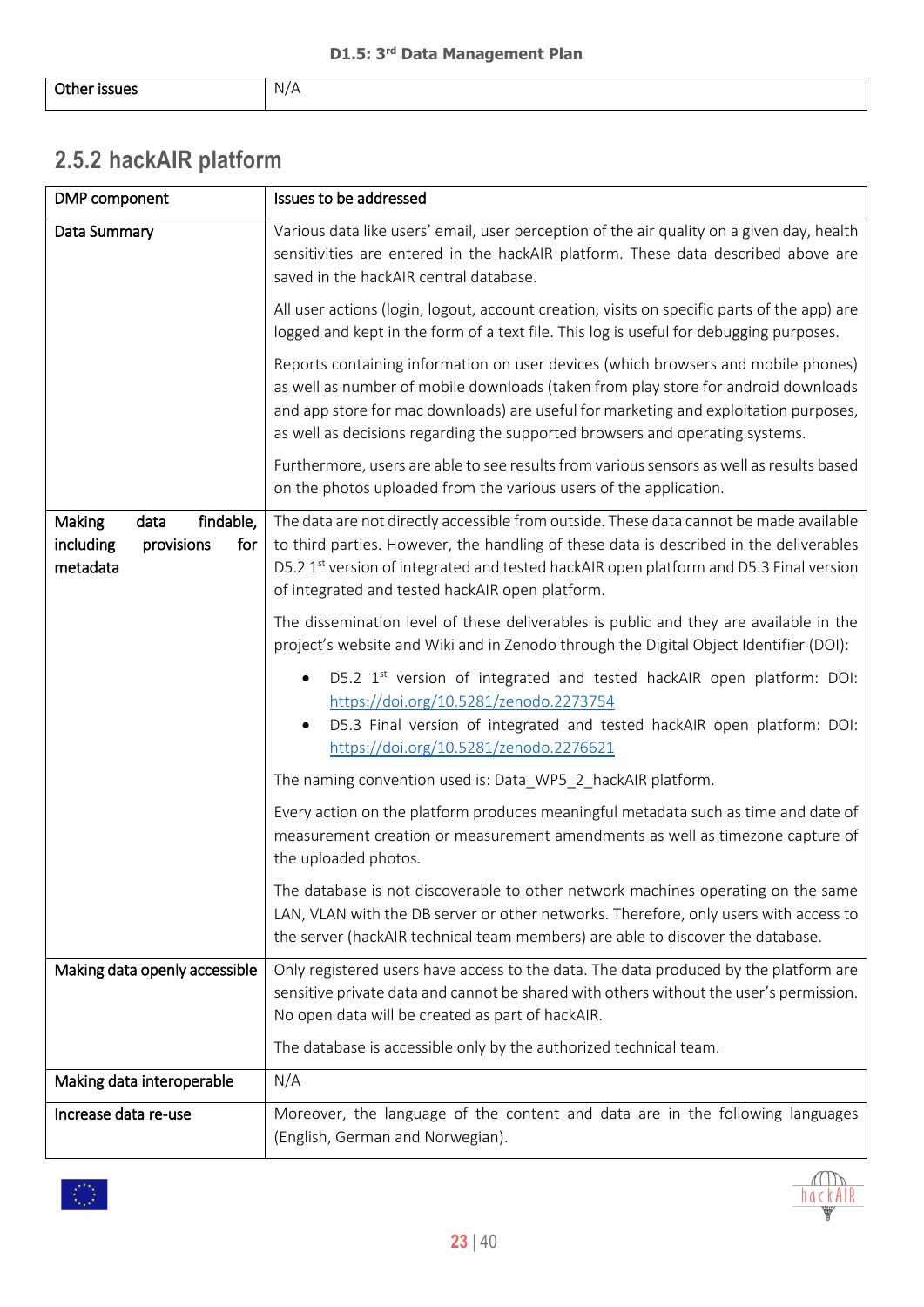| Other issues | N/A |
|---|---|

## 2.5.2 hackAIR platform

| DMP component | Issues to be addressed |
|---|---|
| Data Summary | Various data like users' email, user perception of the air quality on a given day, health sensitivities are entered in the hackAIR platform. These data described above are saved in the hackAIR central database.<br><br>All user actions (login, logout, account creation, visits on specific parts of the app) are logged and kept in the form of a text file. This log is useful for debugging purposes.<br><br>Reports containing information on user devices (which browsers and mobile phones) as well as number of mobile downloads (taken from play store for android downloads and app store for mac downloads) are useful for marketing and exploitation purposes, as well as decisions regarding the supported browsers and operating systems.<br><br>Furthermore, users are able to see results from various sensors as well as results based on the photos uploaded from the various users of the application. |
| Making data findable, including provisions for metadata | The data are not directly accessible from outside. These data cannot be made available to third parties. However, the handling of these data is described in the deliverables D5.2 1st version of integrated and tested hackAIR open platform and D5.3 Final version of integrated and tested hackAIR open platform.<br><br>The dissemination level of these deliverables is public and they are available in the project's website and Wiki and in Zenodo through the Digital Object Identifier (DOI):<br><br>• D5.2 1st version of integrated and tested hackAIR open platform: DOI: https://doi.org/10.5281/zenodo.2273754<br>• D5.3 Final version of integrated and tested hackAIR open platform: DOI: https://doi.org/10.5281/zenodo.2276621<br><br>The naming convention used is: Data_WP5_2_hackAIR platform.<br><br>Every action on the platform produces meaningful metadata such as time and date of measurement creation or measurement amendments as well as timezone capture of the uploaded photos.<br><br>The database is not discoverable to other network machines operating on the same LAN, VLAN with the DB server or other networks. Therefore, only users with access to the server (hackAIR technical team members) are able to discover the database. |
| Making data openly accessible | Only registered users have access to the data. The data produced by the platform are sensitive private data and cannot be shared with others without the user's permission. No open data will be created as part of hackAIR.<br><br>The database is accessible only by the authorized technical team. |
| Making data interoperable | N/A |
| Increase data re-use | Moreover, the language of the content and data are in the following languages (English, German and Norwegian). |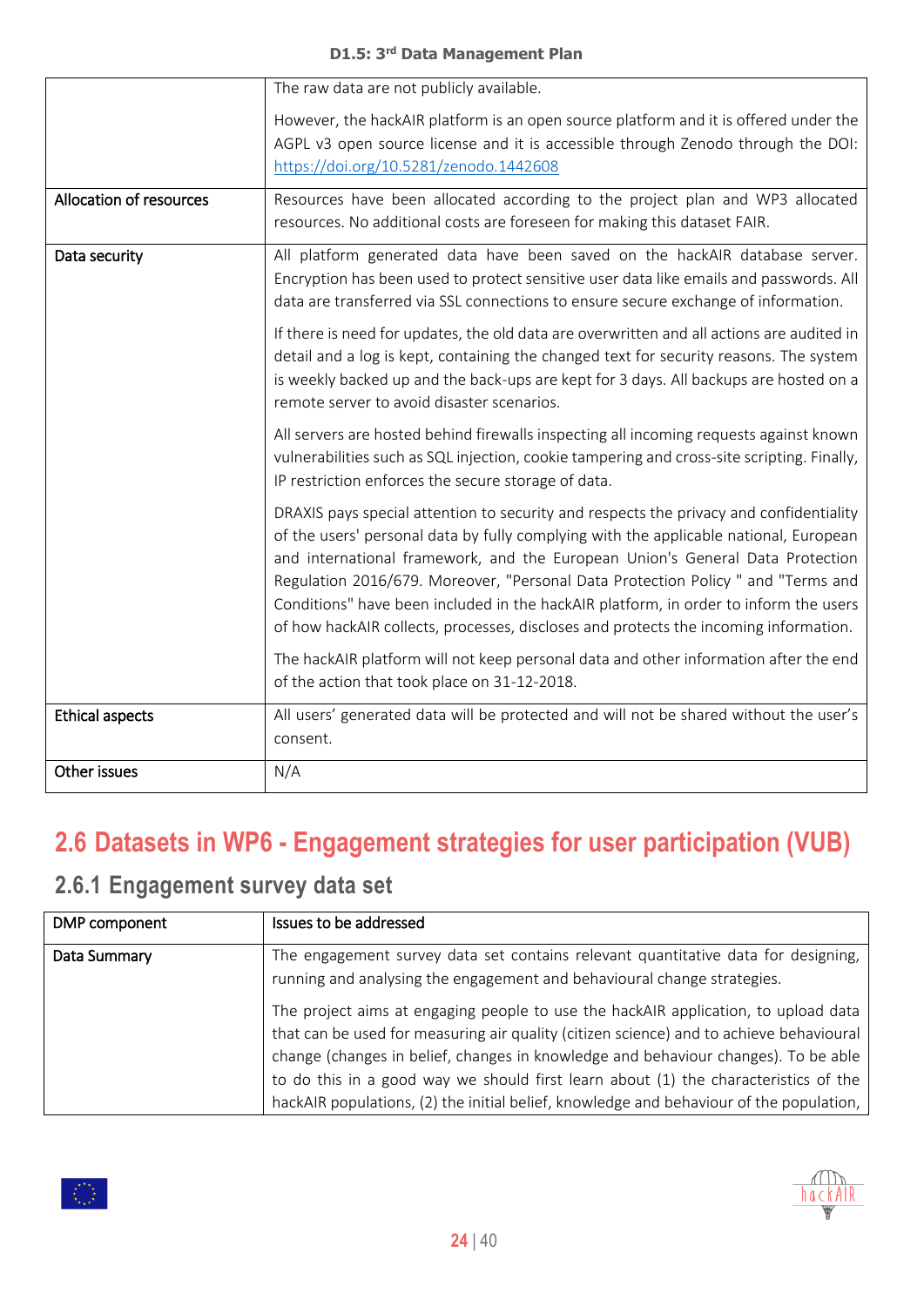| | |
|---|---|
| | The raw data are not publicly available.<br><br>However, the hackAIR platform is an open source platform and it is offered under the AGPL v3 open source license and it is accessible through Zenodo through the DOI: https://doi.org/10.5281/zenodo.1442608 |
| Allocation of resources | Resources have been allocated according to the project plan and WP3 allocated resources. No additional costs are foreseen for making this dataset FAIR. |
| Data security | All platform generated data have been saved on the hackAIR database server. Encryption has been used to protect sensitive user data like emails and passwords. All data are transferred via SSL connections to ensure secure exchange of information.<br><br>If there is need for updates, the old data are overwritten and all actions are audited in detail and a log is kept, containing the changed text for security reasons. The system is weekly backed up and the back-ups are kept for 3 days. All backups are hosted on a remote server to avoid disaster scenarios.<br><br>All servers are hosted behind firewalls inspecting all incoming requests against known vulnerabilities such as SQL injection, cookie tampering and cross-site scripting. Finally, IP restriction enforces the secure storage of data.<br><br>DRAXIS pays special attention to security and respects the privacy and confidentiality of the users' personal data by fully complying with the applicable national, European and international framework, and the European Union's General Data Protection Regulation 2016/679. Moreover, "Personal Data Protection Policy " and "Terms and Conditions" have been included in the hackAIR platform, in order to inform the users of how hackAIR collects, processes, discloses and protects the incoming information.<br><br>The hackAIR platform will not keep personal data and other information after the end of the action that took place on 31-12-2018. |
| Ethical aspects | All users' generated data will be protected and will not be shared without the user's consent. |
| Other issues | N/A |

## 2.6 Datasets in WP6 - Engagement strategies for user participation (VUB)

### 2.6.1 Engagement survey data set

| DMP component | Issues to be addressed |
|---|---|
| Data Summary | The engagement survey data set contains relevant quantitative data for designing, running and analysing the engagement and behavioural change strategies.<br><br>The project aims at engaging people to use the hackAIR application, to upload data that can be used for measuring air quality (citizen science) and to achieve behavioural change (changes in belief, changes in knowledge and behaviour changes). To be able to do this in a good way we should first learn about (1) the characteristics of the hackAIR populations, (2) the initial belief, knowledge and behaviour of the population, |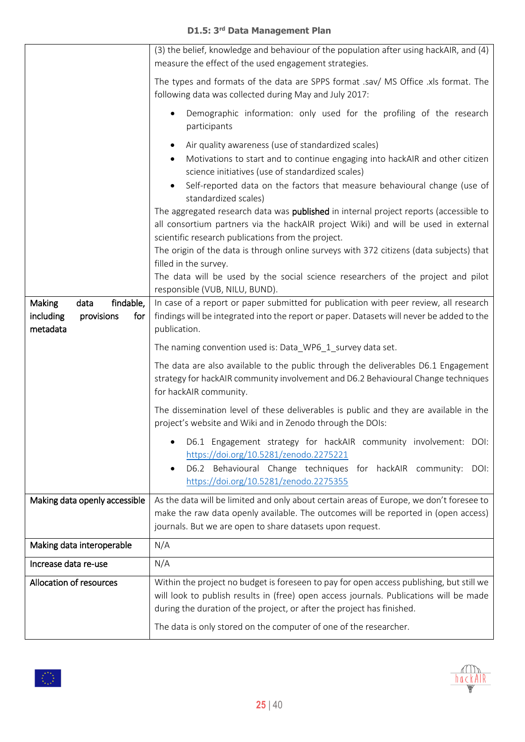| | |
|---|---|
| | (3) the belief, knowledge and behaviour of the population after using hackAIR, and (4) measure the effect of the used engagement strategies.<br><br>The types and formats of the data are SPPS format .sav/ MS Office .xls format. The following data was collected during May and July 2017:<br><br>• Demographic information: only used for the profiling of the research participants<br>• Air quality awareness (use of standardized scales)<br>• Motivations to start and to continue engaging into hackAIR and other citizen science initiatives (use of standardized scales)<br>• Self-reported data on the factors that measure behavioural change (use of standardized scales)<br><br>The aggregated research data was **published** in internal project reports (accessible to all consortium partners via the hackAIR project Wiki) and will be used in external scientific research publications from the project.<br>The origin of the data is through online surveys with 372 citizens (data subjects) that filled in the survey.<br>The data will be used by the social science researchers of the project and pilot responsible (VUB, NILU, BUND). |
| Making data findable, including provisions for metadata | In case of a report or paper submitted for publication with peer review, all research findings will be integrated into the report or paper. Datasets will never be added to the publication.<br><br>The naming convention used is: Data_WP6_1_survey data set.<br><br>The data are also available to the public through the deliverables D6.1 Engagement strategy for hackAIR community involvement and D6.2 Behavioural Change techniques for hackAIR community.<br><br>The dissemination level of these deliverables is public and they are available in the project's website and Wiki and in Zenodo through the DOIs:<br><br>• D6.1 Engagement strategy for hackAIR community involvement: DOI: https://doi.org/10.5281/zenodo.2275221<br>• D6.2 Behavioural Change techniques for hackAIR community: DOI: https://doi.org/10.5281/zenodo.2275355 |
| Making data openly accessible | As the data will be limited and only about certain areas of Europe, we don't foresee to make the raw data openly available. The outcomes will be reported in (open access) journals. But we are open to share datasets upon request. |
| Making data interoperable | N/A |
| Increase data re-use | N/A |
| Allocation of resources | Within the project no budget is foreseen to pay for open access publishing, but still we will look to publish results in (free) open access journals. Publications will be made during the duration of the project, or after the project has finished.<br><br>The data is only stored on the computer of one of the researcher. |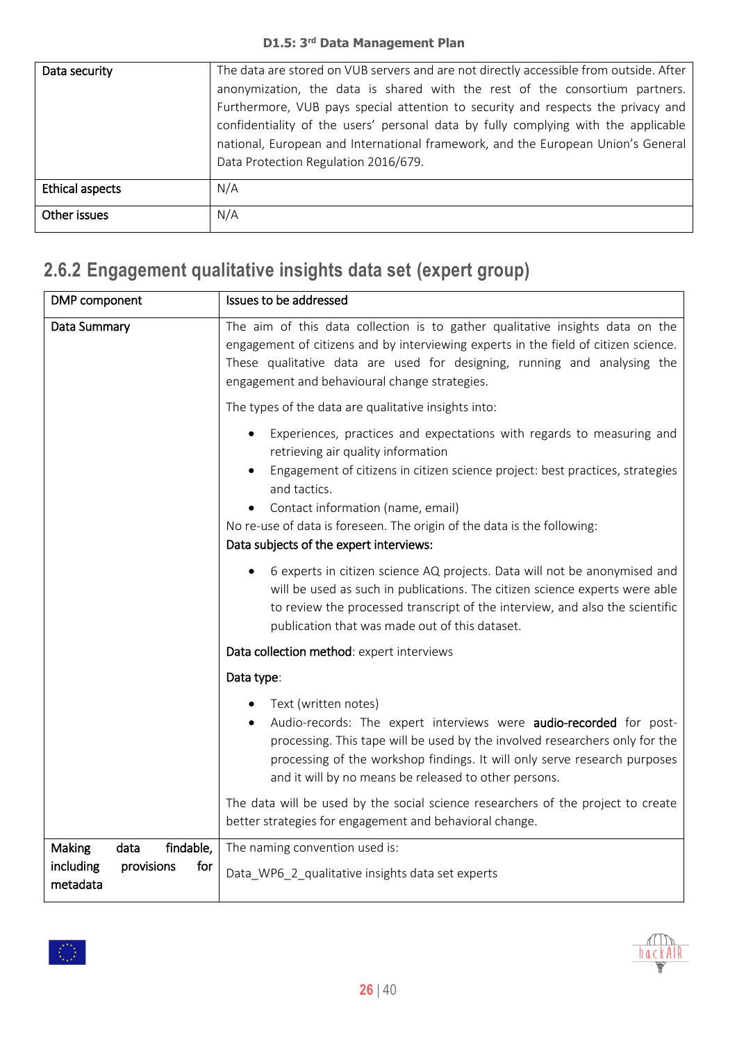| Data security | The data are stored on VUB servers and are not directly accessible from outside. After anonymization, the data is shared with the rest of the consortium partners. Furthermore, VUB pays special attention to security and respects the privacy and confidentiality of the users' personal data by fully complying with the applicable national, European and International framework, and the European Union's General Data Protection Regulation 2016/679. |
|---|---|
| Ethical aspects | N/A |
| Other issues | N/A |

## 2.6.2 Engagement qualitative insights data set (expert group)

| DMP component | Issues to be addressed |
|---|---|
| Data Summary | The aim of this data collection is to gather qualitative insights data on the engagement of citizens and by interviewing experts in the field of citizen science. These qualitative data are used for designing, running and analysing the engagement and behavioural change strategies.<br><br>The types of the data are qualitative insights into:<br><br>• Experiences, practices and expectations with regards to measuring and retrieving air quality information<br>• Engagement of citizens in citizen science project: best practices, strategies and tactics.<br>• Contact information (name, email)<br><br>No re-use of data is foreseen. The origin of the data is the following:<br>**Data subjects of the expert interviews:**<br><br>• 6 experts in citizen science AQ projects. Data will not be anonymised and will be used as such in publications. The citizen science experts were able to review the processed transcript of the interview, and also the scientific publication that was made out of this dataset.<br><br>**Data collection method**: expert interviews<br><br>**Data type**:<br><br>• Text (written notes)<br>• Audio-records: The expert interviews were **audio-recorded** for post-processing. This tape will be used by the involved researchers only for the processing of the workshop findings. It will only serve research purposes and it will by no means be released to other persons.<br><br>The data will be used by the social science researchers of the project to create better strategies for engagement and behavioral change. |
| Making data findable, including provisions for metadata | The naming convention used is:<br><br>Data_WP6_2_qualitative insights data set experts |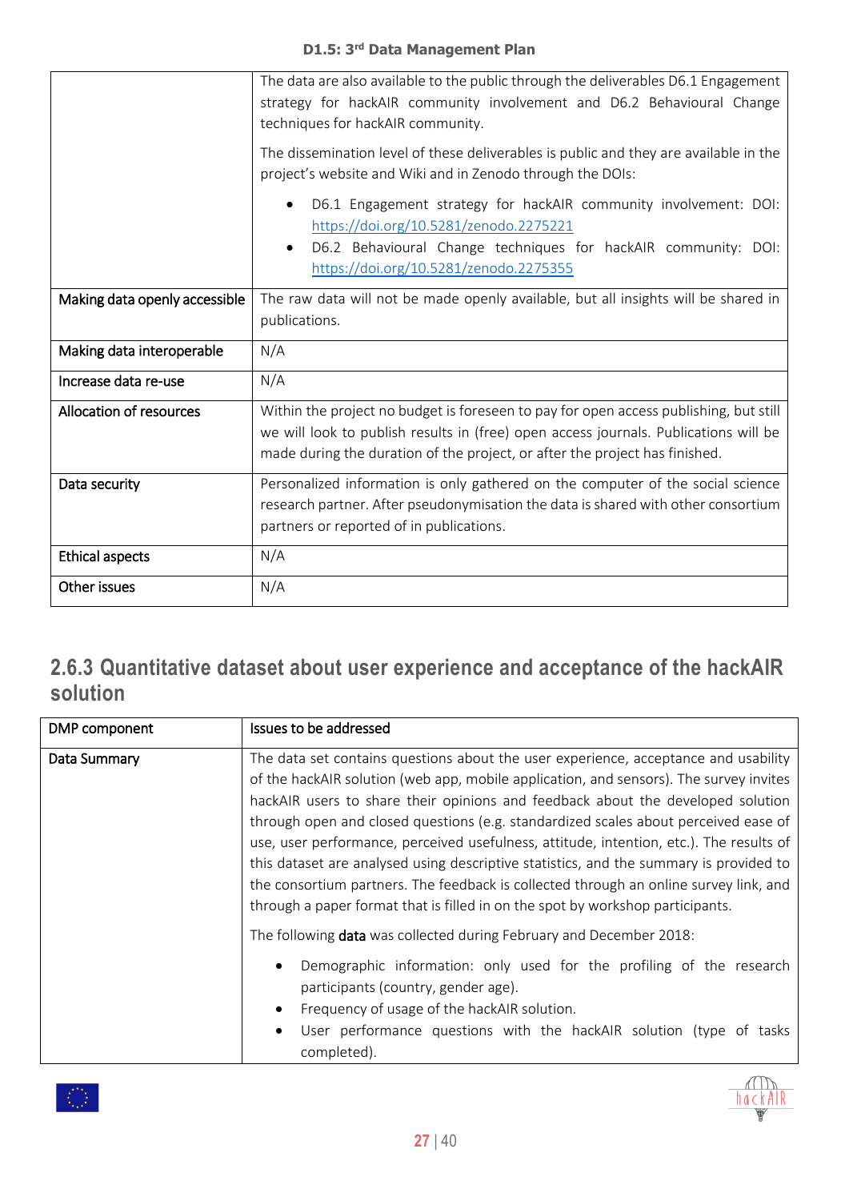| | |
|---|---|
| | The data are also available to the public through the deliverables D6.1 Engagement strategy for hackAIR community involvement and D6.2 Behavioural Change techniques for hackAIR community.<br><br>The dissemination level of these deliverables is public and they are available in the project's website and Wiki and in Zenodo through the DOIs:<br><br>• D6.1 Engagement strategy for hackAIR community involvement: DOI: https://doi.org/10.5281/zenodo.2275221<br>• D6.2 Behavioural Change techniques for hackAIR community: DOI: https://doi.org/10.5281/zenodo.2275355 |
| Making data openly accessible | The raw data will not be made openly available, but all insights will be shared in publications. |
| Making data interoperable | N/A |
| Increase data re-use | N/A |
| Allocation of resources | Within the project no budget is foreseen to pay for open access publishing, but still we will look to publish results in (free) open access journals. Publications will be made during the duration of the project, or after the project has finished. |
| Data security | Personalized information is only gathered on the computer of the social science research partner. After pseudonymisation the data is shared with other consortium partners or reported of in publications. |
| Ethical aspects | N/A |
| Other issues | N/A |

### 2.6.3 Quantitative dataset about user experience and acceptance of the hackAIR solution

| DMP component | Issues to be addressed |
|---|---|
| Data Summary | The data set contains questions about the user experience, acceptance and usability of the hackAIR solution (web app, mobile application, and sensors). The survey invites hackAIR users to share their opinions and feedback about the developed solution through open and closed questions (e.g. standardized scales about perceived ease of use, user performance, perceived usefulness, attitude, intention, etc.). The results of this dataset are analysed using descriptive statistics, and the summary is provided to the consortium partners. The feedback is collected through an online survey link, and through a paper format that is filled in on the spot by workshop participants.<br><br>The following **data** was collected during February and December 2018:<br><br>• Demographic information: only used for the profiling of the research participants (country, gender age).<br>• Frequency of usage of the hackAIR solution.<br>• User performance questions with the hackAIR solution (type of tasks completed). |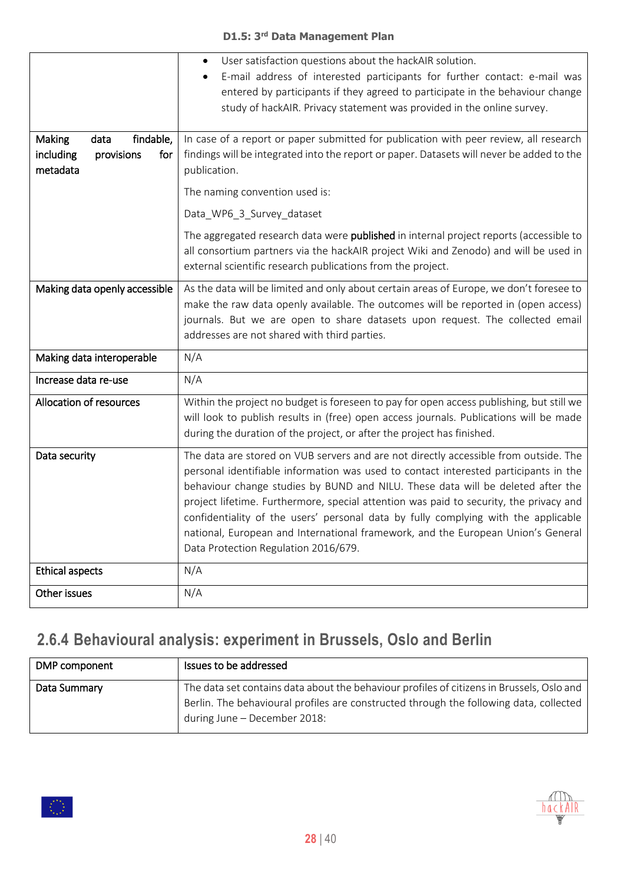| | |
|---|---|
| | • User satisfaction questions about the hackAIR solution.<br>• E-mail address of interested participants for further contact: e-mail was entered by participants if they agreed to participate in the behaviour change study of hackAIR. Privacy statement was provided in the online survey. |
| Making data findable, including provisions for metadata | In case of a report or paper submitted for publication with peer review, all research findings will be integrated into the report or paper. Datasets will never be added to the publication.<br><br>The naming convention used is:<br><br>Data_WP6_3_Survey_dataset<br><br>The aggregated research data were **published** in internal project reports (accessible to all consortium partners via the hackAIR project Wiki and Zenodo) and will be used in external scientific research publications from the project. |
| Making data openly accessible | As the data will be limited and only about certain areas of Europe, we don't foresee to make the raw data openly available. The outcomes will be reported in (open access) journals. But we are open to share datasets upon request. The collected email addresses are not shared with third parties. |
| Making data interoperable | N/A |
| Increase data re-use | N/A |
| Allocation of resources | Within the project no budget is foreseen to pay for open access publishing, but still we will look to publish results in (free) open access journals. Publications will be made during the duration of the project, or after the project has finished. |
| Data security | The data are stored on VUB servers and are not directly accessible from outside. The personal identifiable information was used to contact interested participants in the behaviour change studies by BUND and NILU. These data will be deleted after the project lifetime. Furthermore, special attention was paid to security, the privacy and confidentiality of the users' personal data by fully complying with the applicable national, European and International framework, and the European Union's General Data Protection Regulation 2016/679. |
| Ethical aspects | N/A |
| Other issues | N/A |

### 2.6.4 Behavioural analysis: experiment in Brussels, Oslo and Berlin

| DMP component | Issues to be addressed |
|---|---|
| Data Summary | The data set contains data about the behaviour profiles of citizens in Brussels, Oslo and Berlin. The behavioural profiles are constructed through the following data, collected during June – December 2018: |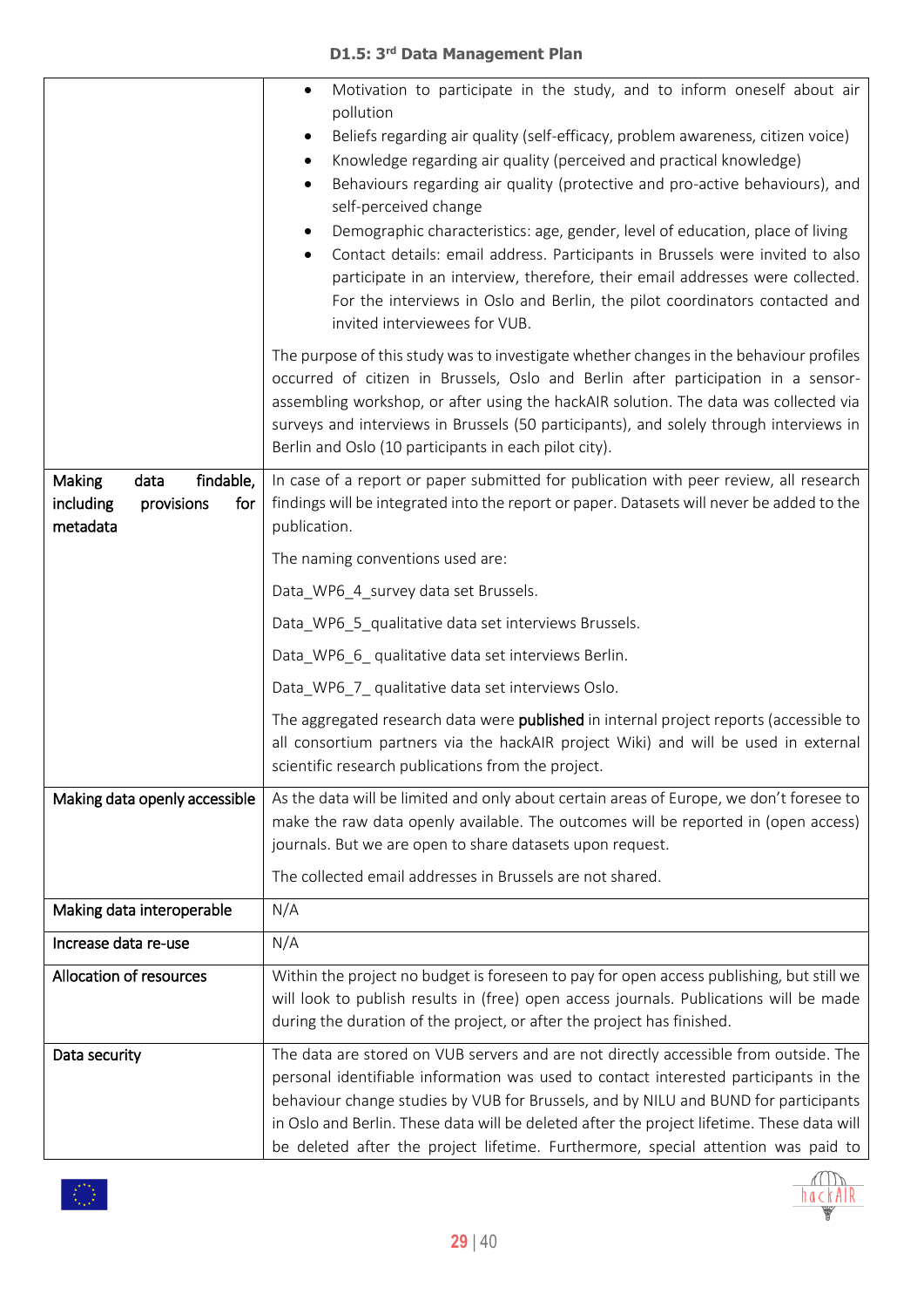| | |
|---|---|
| | • Motivation to participate in the study, and to inform oneself about air pollution<br>• Beliefs regarding air quality (self-efficacy, problem awareness, citizen voice)<br>• Knowledge regarding air quality (perceived and practical knowledge)<br>• Behaviours regarding air quality (protective and pro-active behaviours), and self-perceived change<br>• Demographic characteristics: age, gender, level of education, place of living<br>• Contact details: email address. Participants in Brussels were invited to also participate in an interview, therefore, their email addresses were collected. For the interviews in Oslo and Berlin, the pilot coordinators contacted and invited interviewees for VUB.<br><br>The purpose of this study was to investigate whether changes in the behaviour profiles occurred of citizen in Brussels, Oslo and Berlin after participation in a sensor-assembling workshop, or after using the hackAIR solution. The data was collected via surveys and interviews in Brussels (50 participants), and solely through interviews in Berlin and Oslo (10 participants in each pilot city). |
| Making data findable, including provisions for metadata | In case of a report or paper submitted for publication with peer review, all research findings will be integrated into the report or paper. Datasets will never be added to the publication.<br><br>The naming conventions used are:<br><br>Data_WP6_4_survey data set Brussels.<br><br>Data_WP6_5_qualitative data set interviews Brussels.<br><br>Data_WP6_6_ qualitative data set interviews Berlin.<br><br>Data_WP6_7_ qualitative data set interviews Oslo.<br><br>The aggregated research data were **published** in internal project reports (accessible to all consortium partners via the hackAIR project Wiki) and will be used in external scientific research publications from the project. |
| Making data openly accessible | As the data will be limited and only about certain areas of Europe, we don't foresee to make the raw data openly available. The outcomes will be reported in (open access) journals. But we are open to share datasets upon request.<br><br>The collected email addresses in Brussels are not shared. |
| Making data interoperable | N/A |
| Increase data re-use | N/A |
| Allocation of resources | Within the project no budget is foreseen to pay for open access publishing, but still we will look to publish results in (free) open access journals. Publications will be made during the duration of the project, or after the project has finished. |
| Data security | The data are stored on VUB servers and are not directly accessible from outside. The personal identifiable information was used to contact interested participants in the behaviour change studies by VUB for Brussels, and by NILU and BUND for participants in Oslo and Berlin. These data will be deleted after the project lifetime. These data will be deleted after the project lifetime. Furthermore, special attention was paid to |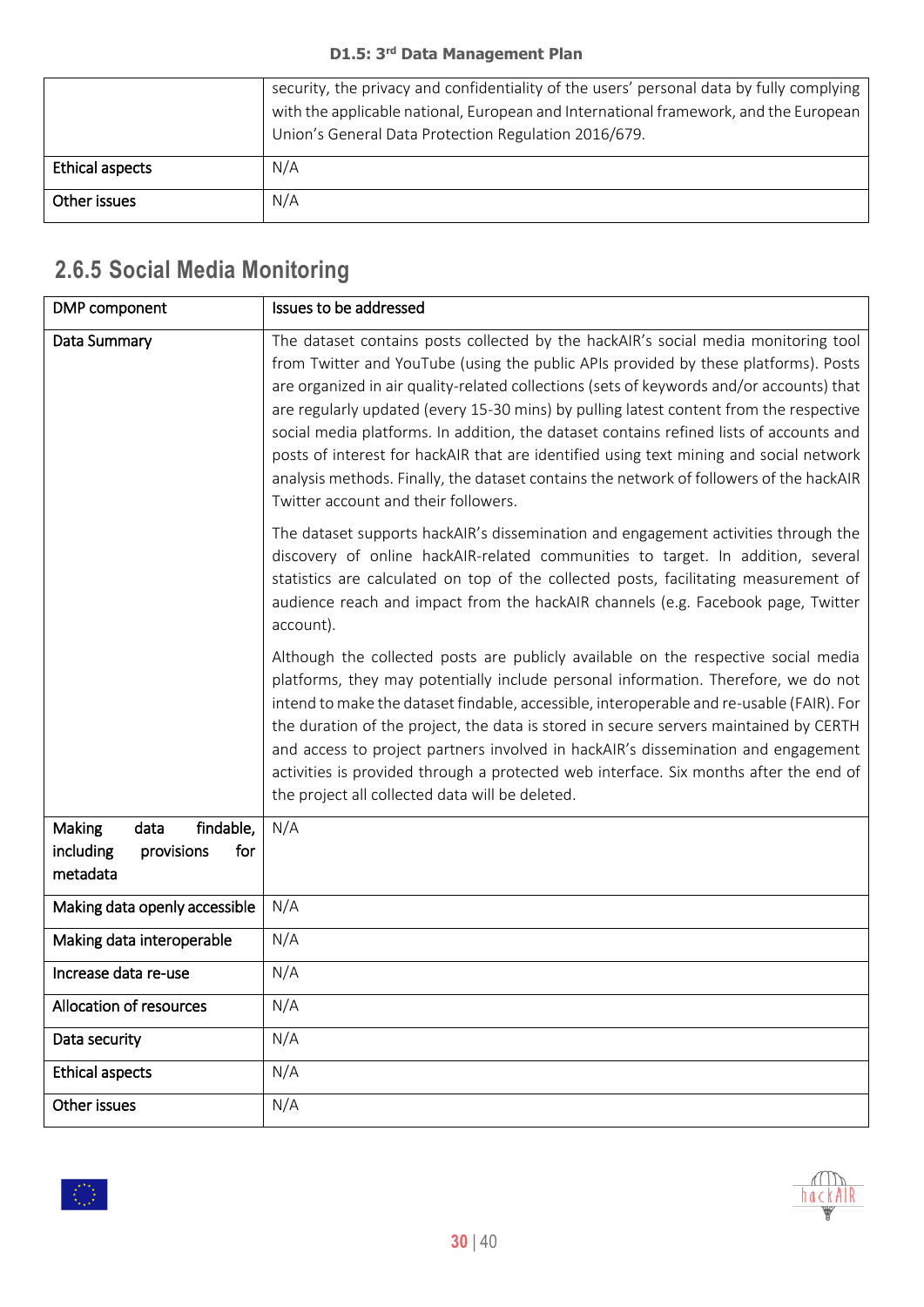| | |
|---|---|
| | security, the privacy and confidentiality of the users' personal data by fully complying with the applicable national, European and International framework, and the European Union's General Data Protection Regulation 2016/679. |
| Ethical aspects | N/A |
| Other issues | N/A |

## 2.6.5 Social Media Monitoring

| DMP component | Issues to be addressed |
|---|---|
| Data Summary | The dataset contains posts collected by the hackAIR's social media monitoring tool from Twitter and YouTube (using the public APIs provided by these platforms). Posts are organized in air quality-related collections (sets of keywords and/or accounts) that are regularly updated (every 15-30 mins) by pulling latest content from the respective social media platforms. In addition, the dataset contains refined lists of accounts and posts of interest for hackAIR that are identified using text mining and social network analysis methods. Finally, the dataset contains the network of followers of the hackAIR Twitter account and their followers.<br><br>The dataset supports hackAIR's dissemination and engagement activities through the discovery of online hackAIR-related communities to target. In addition, several statistics are calculated on top of the collected posts, facilitating measurement of audience reach and impact from the hackAIR channels (e.g. Facebook page, Twitter account).<br><br>Although the collected posts are publicly available on the respective social media platforms, they may potentially include personal information. Therefore, we do not intend to make the dataset findable, accessible, interoperable and re-usable (FAIR). For the duration of the project, the data is stored in secure servers maintained by CERTH and access to project partners involved in hackAIR's dissemination and engagement activities is provided through a protected web interface. Six months after the end of the project all collected data will be deleted. |
| Making data findable, including provisions for metadata | N/A |
| Making data openly accessible | N/A |
| Making data interoperable | N/A |
| Increase data re-use | N/A |
| Allocation of resources | N/A |
| Data security | N/A |
| Ethical aspects | N/A |
| Other issues | N/A |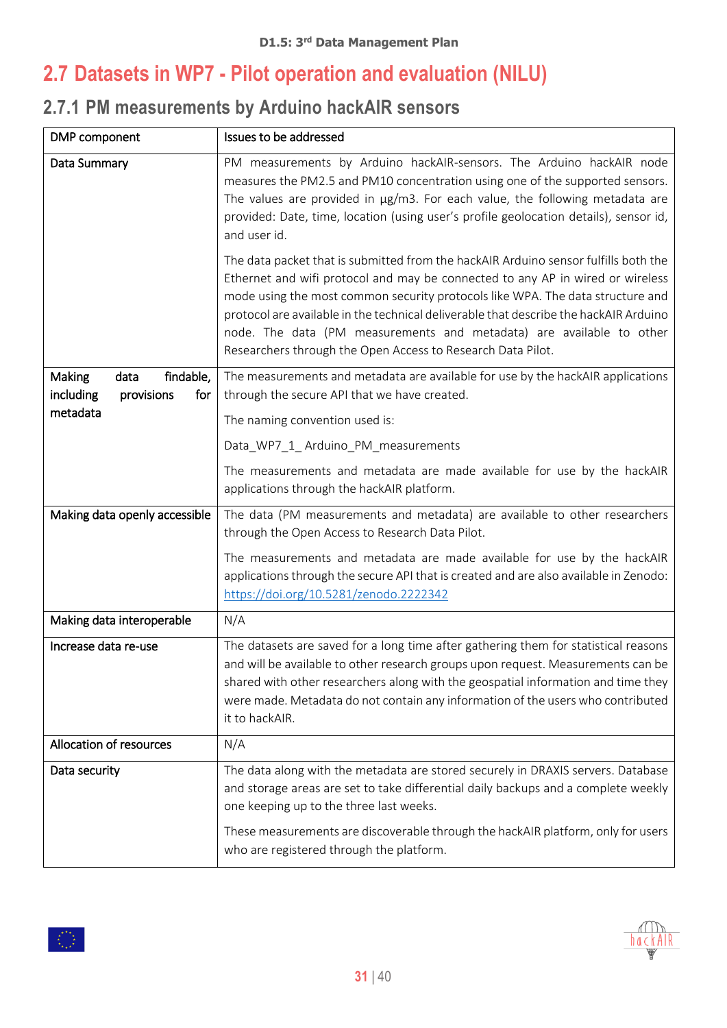## 2.7 Datasets in WP7 - Pilot operation and evaluation (NILU)

### 2.7.1 PM measurements by Arduino hackAIR sensors

| DMP component | Issues to be addressed |
|---|---|
| Data Summary | PM measurements by Arduino hackAIR-sensors. The Arduino hackAIR node measures the PM2.5 and PM10 concentration using one of the supported sensors. The values are provided in μg/m3. For each value, the following metadata are provided: Date, time, location (using user's profile geolocation details), sensor id, and user id.<br><br>The data packet that is submitted from the hackAIR Arduino sensor fulfills both the Ethernet and wifi protocol and may be connected to any AP in wired or wireless mode using the most common security protocols like WPA. The data structure and protocol are available in the technical deliverable that describe the hackAIR Arduino node. The data (PM measurements and metadata) are available to other Researchers through the Open Access to Research Data Pilot. |
| Making data findable, including provisions for metadata | The measurements and metadata are available for use by the hackAIR applications through the secure API that we have created.<br><br>The naming convention used is:<br><br>Data_WP7_1_ Arduino_PM_measurements<br><br>The measurements and metadata are made available for use by the hackAIR applications through the hackAIR platform. |
| Making data openly accessible | The data (PM measurements and metadata) are available to other researchers through the Open Access to Research Data Pilot.<br><br>The measurements and metadata are made available for use by the hackAIR applications through the secure API that is created and are also available in Zenodo: [https://doi.org/10.5281/zenodo.2222342](https://doi.org/10.5281/zenodo.2222342) |
| Making data interoperable | N/A |
| Increase data re-use | The datasets are saved for a long time after gathering them for statistical reasons and will be available to other research groups upon request. Measurements can be shared with other researchers along with the geospatial information and time they were made. Metadata do not contain any information of the users who contributed it to hackAIR. |
| Allocation of resources | N/A |
| Data security | The data along with the metadata are stored securely in DRAXIS servers. Database and storage areas are set to take differential daily backups and a complete weekly one keeping up to the three last weeks.<br><br>These measurements are discoverable through the hackAIR platform, only for users who are registered through the platform. |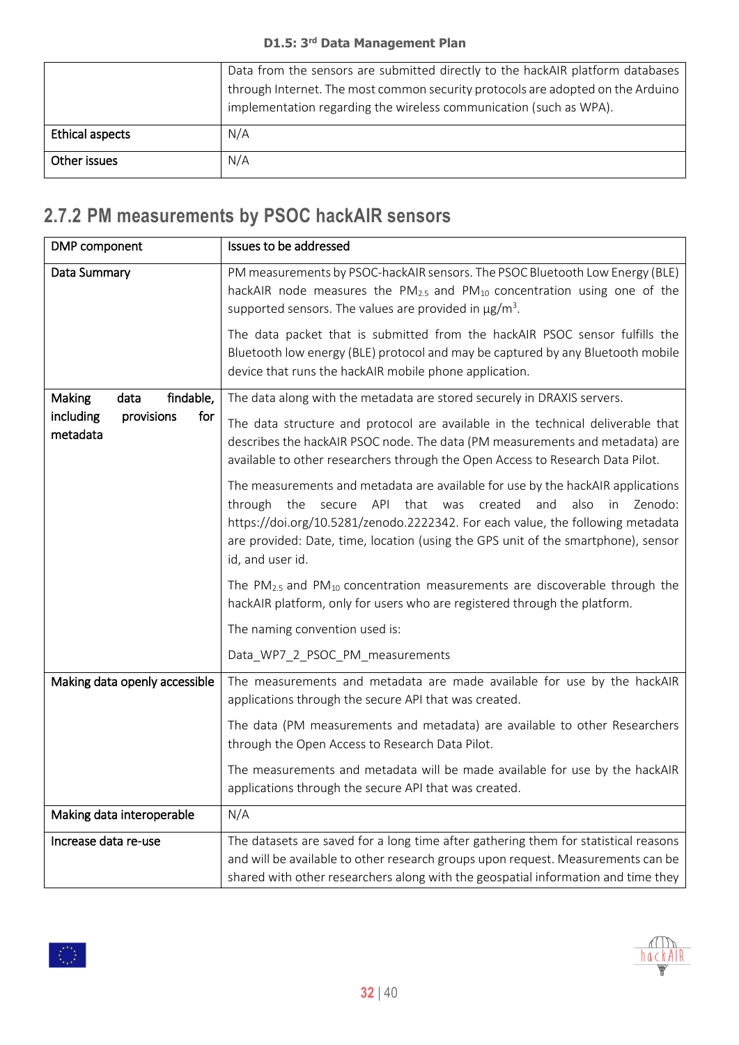| | |
|---|---|
| | Data from the sensors are submitted directly to the hackAIR platform databases through Internet. The most common security protocols are adopted on the Arduino implementation regarding the wireless communication (such as WPA). |
| Ethical aspects | N/A |
| Other issues | N/A |

## 2.7.2 PM measurements by PSOC hackAIR sensors

| DMP component | Issues to be addressed |
|---|---|
| Data Summary | PM measurements by PSOC-hackAIR sensors. The PSOC Bluetooth Low Energy (BLE) hackAIR node measures the $PM_{2.5}$ and $PM_{10}$ concentration using one of the supported sensors. The values are provided in μg/m$^3$.<br><br>The data packet that is submitted from the hackAIR PSOC sensor fulfills the Bluetooth low energy (BLE) protocol and may be captured by any Bluetooth mobile device that runs the hackAIR mobile phone application. |
| Making data findable, including provisions for metadata | The data along with the metadata are stored securely in DRAXIS servers.<br><br>The data structure and protocol are available in the technical deliverable that describes the hackAIR PSOC node. The data (PM measurements and metadata) are available to other researchers through the Open Access to Research Data Pilot.<br><br>The measurements and metadata are available for use by the hackAIR applications through the secure API that was created and also in Zenodo: https://doi.org/10.5281/zenodo.2222342. For each value, the following metadata are provided: Date, time, location (using the GPS unit of the smartphone), sensor id, and user id.<br><br>The $PM_{2.5}$ and $PM_{10}$ concentration measurements are discoverable through the hackAIR platform, only for users who are registered through the platform.<br><br>The naming convention used is:<br><br>Data_WP7_2_PSOC_PM_measurements |
| Making data openly accessible | The measurements and metadata are made available for use by the hackAIR applications through the secure API that was created.<br><br>The data (PM measurements and metadata) are available to other Researchers through the Open Access to Research Data Pilot.<br><br>The measurements and metadata will be made available for use by the hackAIR applications through the secure API that was created. |
| Making data interoperable | N/A |
| Increase data re-use | The datasets are saved for a long time after gathering them for statistical reasons and will be available to other research groups upon request. Measurements can be shared with other researchers along with the geospatial information and time they |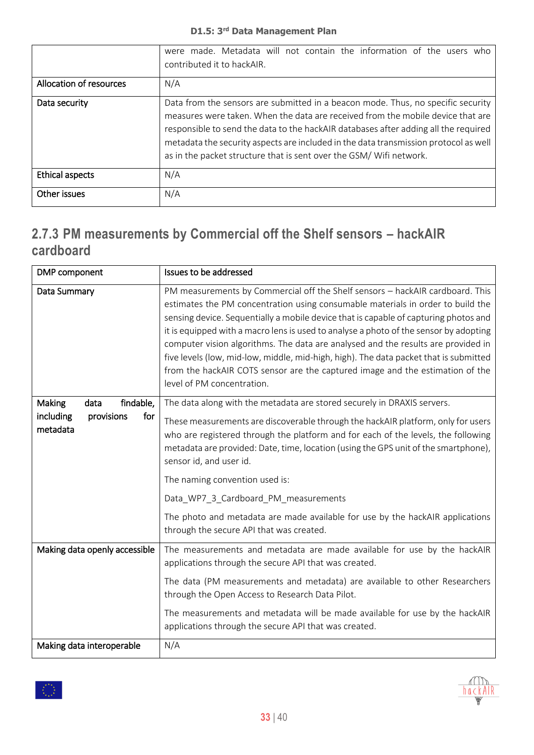| | |
|---|---|
| | were made. Metadata will not contain the information of the users who contributed it to hackAIR. |
| Allocation of resources | N/A |
| Data security | Data from the sensors are submitted in a beacon mode. Thus, no specific security measures were taken. When the data are received from the mobile device that are responsible to send the data to the hackAIR databases after adding all the required metadata the security aspects are included in the data transmission protocol as well as in the packet structure that is sent over the GSM/ Wifi network. |
| Ethical aspects | N/A |
| Other issues | N/A |

## 2.7.3 PM measurements by Commercial off the Shelf sensors – hackAIR cardboard

| DMP component | Issues to be addressed |
|---|---|
| Data Summary | PM measurements by Commercial off the Shelf sensors – hackAIR cardboard. This estimates the PM concentration using consumable materials in order to build the sensing device. Sequentially a mobile device that is capable of capturing photos and it is equipped with a macro lens is used to analyse a photo of the sensor by adopting computer vision algorithms. The data are analysed and the results are provided in five levels (low, mid-low, middle, mid-high, high). The data packet that is submitted from the hackAIR COTS sensor are the captured image and the estimation of the level of PM concentration. |
| Making data findable, including provisions for metadata | The data along with the metadata are stored securely in DRAXIS servers.<br><br>These measurements are discoverable through the hackAIR platform, only for users who are registered through the platform and for each of the levels, the following metadata are provided: Date, time, location (using the GPS unit of the smartphone), sensor id, and user id.<br><br>The naming convention used is:<br><br>Data_WP7_3_Cardboard_PM_measurements<br><br>The photo and metadata are made available for use by the hackAIR applications through the secure API that was created. |
| Making data openly accessible | The measurements and metadata are made available for use by the hackAIR applications through the secure API that was created.<br><br>The data (PM measurements and metadata) are available to other Researchers through the Open Access to Research Data Pilot.<br><br>The measurements and metadata will be made available for use by the hackAIR applications through the secure API that was created. |
| Making data interoperable | N/A |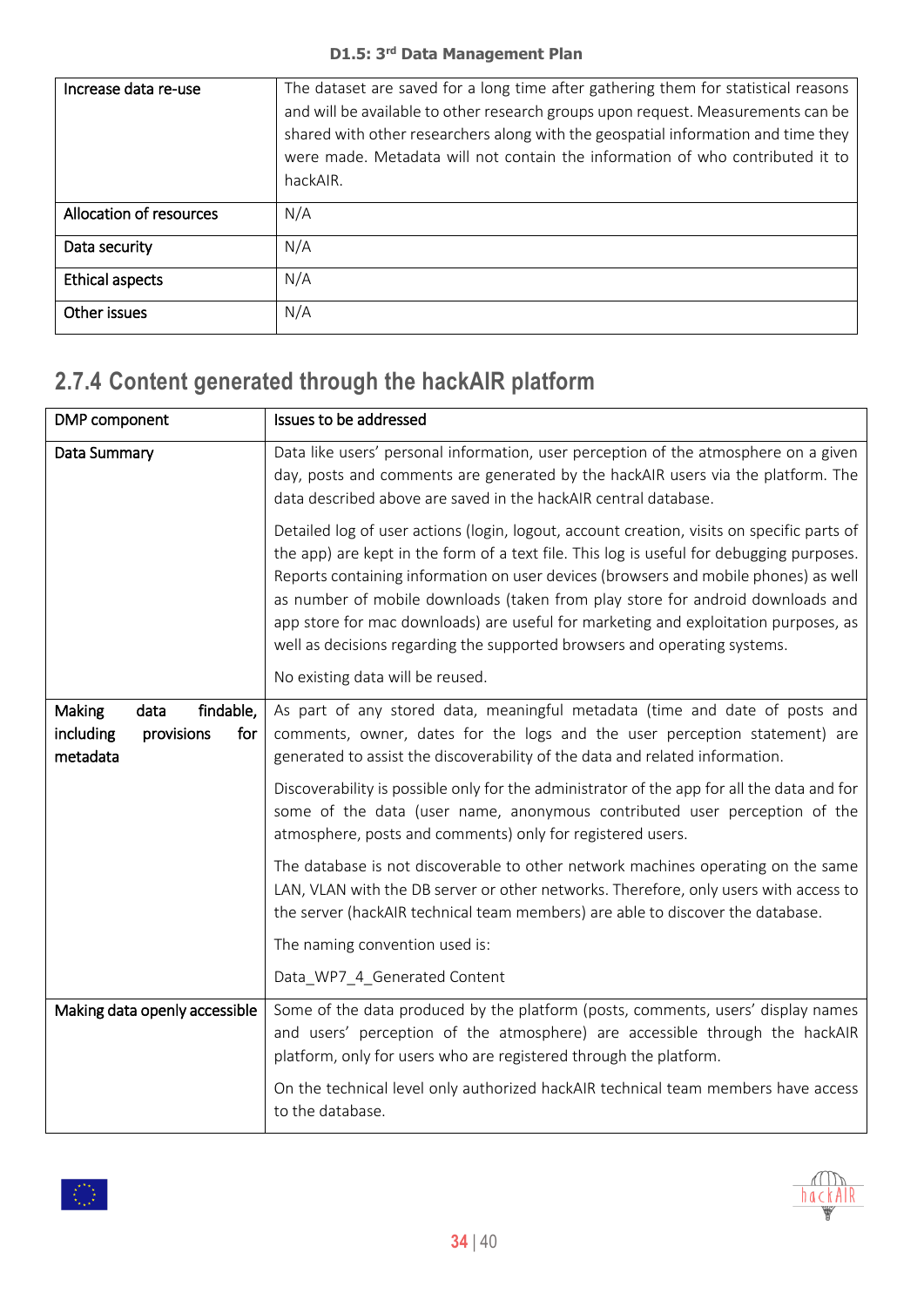| | |
|---|---|
| Increase data re-use | The dataset are saved for a long time after gathering them for statistical reasons and will be available to other research groups upon request. Measurements can be shared with other researchers along with the geospatial information and time they were made. Metadata will not contain the information of who contributed it to hackAIR. |
| Allocation of resources | N/A |
| Data security | N/A |
| Ethical aspects | N/A |
| Other issues | N/A |

## 2.7.4 Content generated through the hackAIR platform

| DMP component | Issues to be addressed |
|---|---|
| Data Summary | Data like users' personal information, user perception of the atmosphere on a given day, posts and comments are generated by the hackAIR users via the platform. The data described above are saved in the hackAIR central database.<br><br>Detailed log of user actions (login, logout, account creation, visits on specific parts of the app) are kept in the form of a text file. This log is useful for debugging purposes. Reports containing information on user devices (browsers and mobile phones) as well as number of mobile downloads (taken from play store for android downloads and app store for mac downloads) are useful for marketing and exploitation purposes, as well as decisions regarding the supported browsers and operating systems.<br><br>No existing data will be reused. |
| Making data findable, including provisions for metadata | As part of any stored data, meaningful metadata (time and date of posts and comments, owner, dates for the logs and the user perception statement) are generated to assist the discoverability of the data and related information.<br><br>Discoverability is possible only for the administrator of the app for all the data and for some of the data (user name, anonymous contributed user perception of the atmosphere, posts and comments) only for registered users.<br><br>The database is not discoverable to other network machines operating on the same LAN, VLAN with the DB server or other networks. Therefore, only users with access to the server (hackAIR technical team members) are able to discover the database.<br><br>The naming convention used is:<br><br>Data_WP7_4_Generated Content |
| Making data openly accessible | Some of the data produced by the platform (posts, comments, users' display names and users' perception of the atmosphere) are accessible through the hackAIR platform, only for users who are registered through the platform.<br><br>On the technical level only authorized hackAIR technical team members have access to the database. |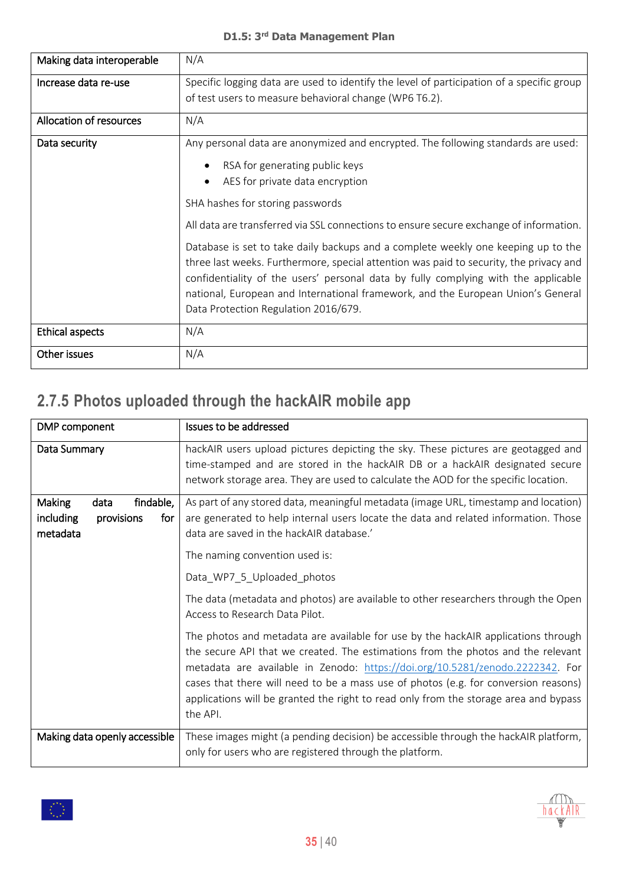| Making data interoperable | N/A |
|---|---|
| Increase data re-use | Specific logging data are used to identify the level of participation of a specific group of test users to measure behavioral change (WP6 T6.2). |
| Allocation of resources | N/A |
| Data security | Any personal data are anonymized and encrypted. The following standards are used: <br>• RSA for generating public keys <br>• AES for private data encryption <br><br>SHA hashes for storing passwords <br><br>All data are transferred via SSL connections to ensure secure exchange of information. <br><br>Database is set to take daily backups and a complete weekly one keeping up to the three last weeks. Furthermore, special attention was paid to security, the privacy and confidentiality of the users' personal data by fully complying with the applicable national, European and International framework, and the European Union's General Data Protection Regulation 2016/679. |
| Ethical aspects | N/A |
| Other issues | N/A |

### 2.7.5 Photos uploaded through the hackAIR mobile app

| DMP component | Issues to be addressed |
|---|---|
| Data Summary | hackAIR users upload pictures depicting the sky. These pictures are geotagged and time-stamped and are stored in the hackAIR DB or a hackAIR designated secure network storage area. They are used to calculate the AOD for the specific location. |
| Making data findable, including provisions for metadata | As part of any stored data, meaningful metadata (image URL, timestamp and location) are generated to help internal users locate the data and related information. Those data are saved in the hackAIR database.' <br><br>The naming convention used is: <br><br>Data_WP7_5_Uploaded_photos <br><br>The data (metadata and photos) are available to other researchers through the Open Access to Research Data Pilot. <br><br>The photos and metadata are available for use by the hackAIR applications through the secure API that we created. The estimations from the photos and the relevant metadata are available in Zenodo: https://doi.org/10.5281/zenodo.2222342. For cases that there will need to be a mass use of photos (e.g. for conversion reasons) applications will be granted the right to read only from the storage area and bypass the API. |
| Making data openly accessible | These images might (a pending decision) be accessible through the hackAIR platform, only for users who are registered through the platform. |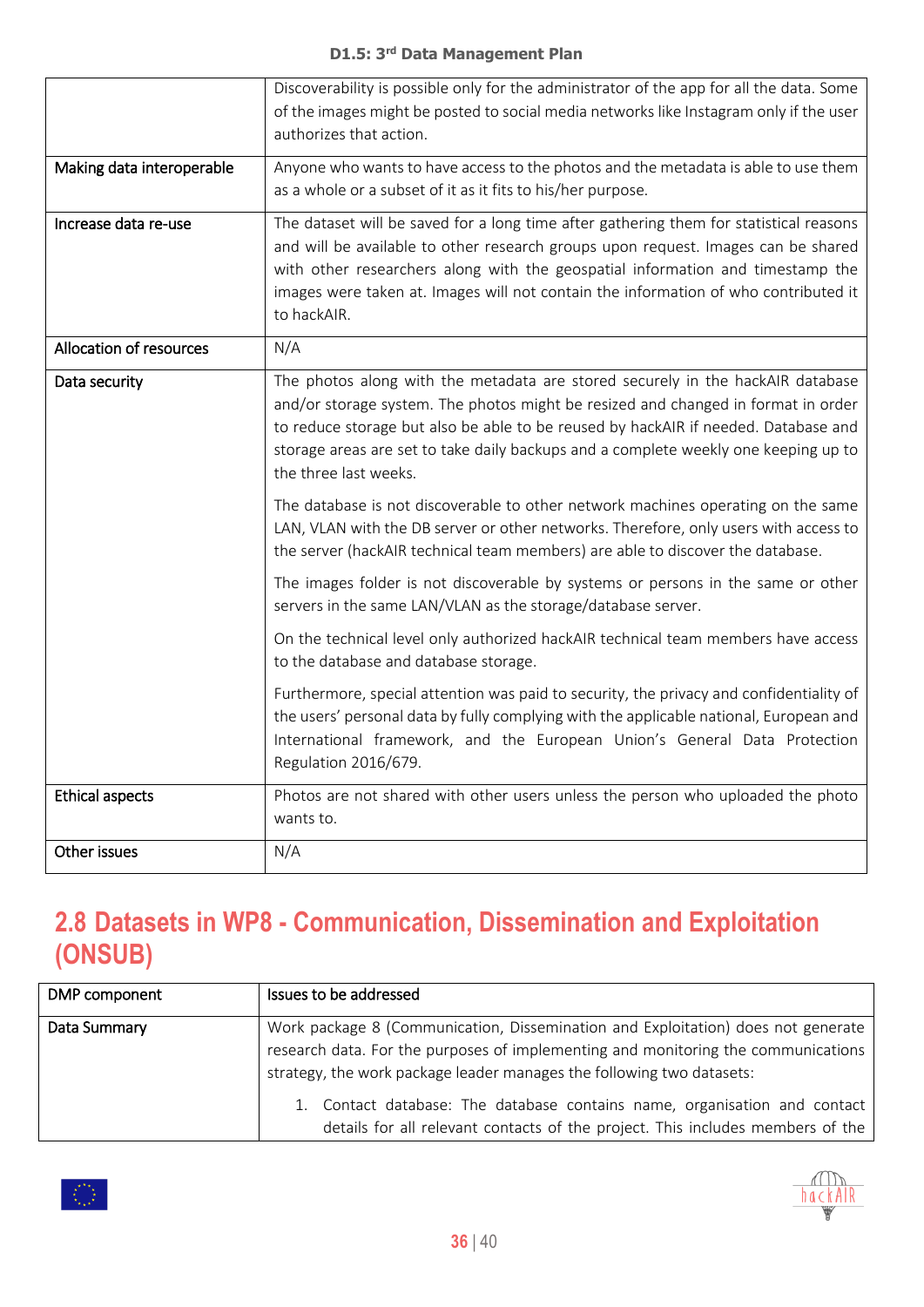| | |
|---|---|
| | Discoverability is possible only for the administrator of the app for all the data. Some of the images might be posted to social media networks like Instagram only if the user authorizes that action. |
| Making data interoperable | Anyone who wants to have access to the photos and the metadata is able to use them as a whole or a subset of it as it fits to his/her purpose. |
| Increase data re-use | The dataset will be saved for a long time after gathering them for statistical reasons and will be available to other research groups upon request. Images can be shared with other researchers along with the geospatial information and timestamp the images were taken at. Images will not contain the information of who contributed it to hackAIR. |
| Allocation of resources | N/A |
| Data security | The photos along with the metadata are stored securely in the hackAIR database and/or storage system. The photos might be resized and changed in format in order to reduce storage but also be able to be reused by hackAIR if needed. Database and storage areas are set to take daily backups and a complete weekly one keeping up to the three last weeks.<br><br>The database is not discoverable to other network machines operating on the same LAN, VLAN with the DB server or other networks. Therefore, only users with access to the server (hackAIR technical team members) are able to discover the database.<br><br>The images folder is not discoverable by systems or persons in the same or other servers in the same LAN/VLAN as the storage/database server.<br><br>On the technical level only authorized hackAIR technical team members have access to the database and database storage.<br><br>Furthermore, special attention was paid to security, the privacy and confidentiality of the users' personal data by fully complying with the applicable national, European and International framework, and the European Union's General Data Protection Regulation 2016/679. |
| Ethical aspects | Photos are not shared with other users unless the person who uploaded the photo wants to. |
| Other issues | N/A |

## 2.8 Datasets in WP8 - Communication, Dissemination and Exploitation (ONSUB)

| DMP component | Issues to be addressed |
|---|---|
| Data Summary | Work package 8 (Communication, Dissemination and Exploitation) does not generate research data. For the purposes of implementing and monitoring the communications strategy, the work package leader manages the following two datasets:<br><br>1. Contact database: The database contains name, organisation and contact details for all relevant contacts of the project. This includes members of the |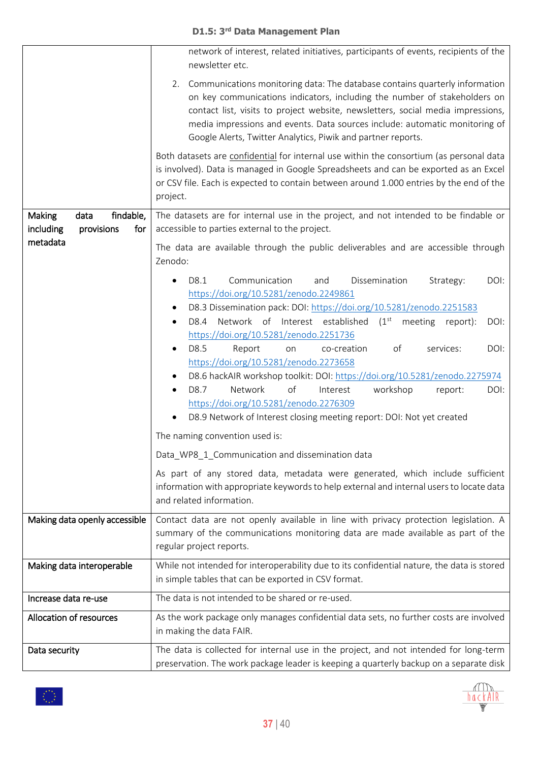| | |
|---|---|
| | network of interest, related initiatives, participants of events, recipients of the newsletter etc.<br><br>2. Communications monitoring data: The database contains quarterly information on key communications indicators, including the number of stakeholders on contact list, visits to project website, newsletters, social media impressions, media impressions and events. Data sources include: automatic monitoring of Google Alerts, Twitter Analytics, Piwik and partner reports.<br><br>Both datasets are confidential for internal use within the consortium (as personal data is involved). Data is managed in Google Spreadsheets and can be exported as an Excel or CSV file. Each is expected to contain between around 1.000 entries by the end of the project. |
| **Making data findable, including provisions for metadata** | The datasets are for internal use in the project, and not intended to be findable or accessible to parties external to the project.<br><br>The data are available through the public deliverables and are accessible through Zenodo:<br><br>• D8.1 Communication and Dissemination Strategy: DOI: https://doi.org/10.5281/zenodo.2249861<br>• D8.3 Dissemination pack: DOI: https://doi.org/10.5281/zenodo.2251583<br>• D8.4 Network of Interest established (1st meeting report): DOI: https://doi.org/10.5281/zenodo.2251736<br>• D8.5 Report on co-creation of services: DOI: https://doi.org/10.5281/zenodo.2273658<br>• D8.6 hackAIR workshop toolkit: DOI: https://doi.org/10.5281/zenodo.2275974<br>• D8.7 Network of Interest workshop report: DOI: https://doi.org/10.5281/zenodo.2276309<br>• D8.9 Network of Interest closing meeting report: DOI: Not yet created<br><br>The naming convention used is:<br><br>Data_WP8_1_Communication and dissemination data<br><br>As part of any stored data, metadata were generated, which include sufficient information with appropriate keywords to help external and internal users to locate data and related information. |
| **Making data openly accessible** | Contact data are not openly available in line with privacy protection legislation. A summary of the communications monitoring data are made available as part of the regular project reports. |
| **Making data interoperable** | While not intended for interoperability due to its confidential nature, the data is stored in simple tables that can be exported in CSV format. |
| **Increase data re-use** | The data is not intended to be shared or re-used. |
| **Allocation of resources** | As the work package only manages confidential data sets, no further costs are involved in making the data FAIR. |
| **Data security** | The data is collected for internal use in the project, and not intended for long-term preservation. The work package leader is keeping a quarterly backup on a separate disk |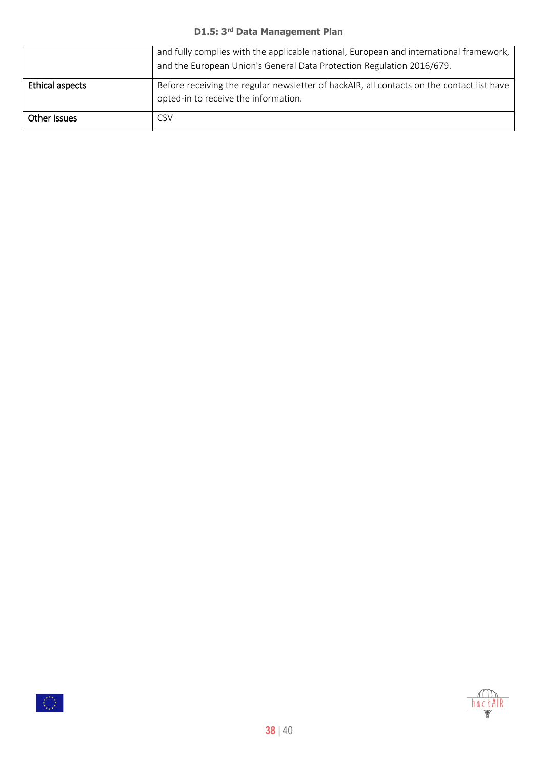|  |  |
|---|---|
|  | and fully complies with the applicable national, European and international framework, and the European Union's General Data Protection Regulation 2016/679. |
| Ethical aspects | Before receiving the regular newsletter of hackAIR, all contacts on the contact list have opted-in to receive the information. |
| Other issues | CSV |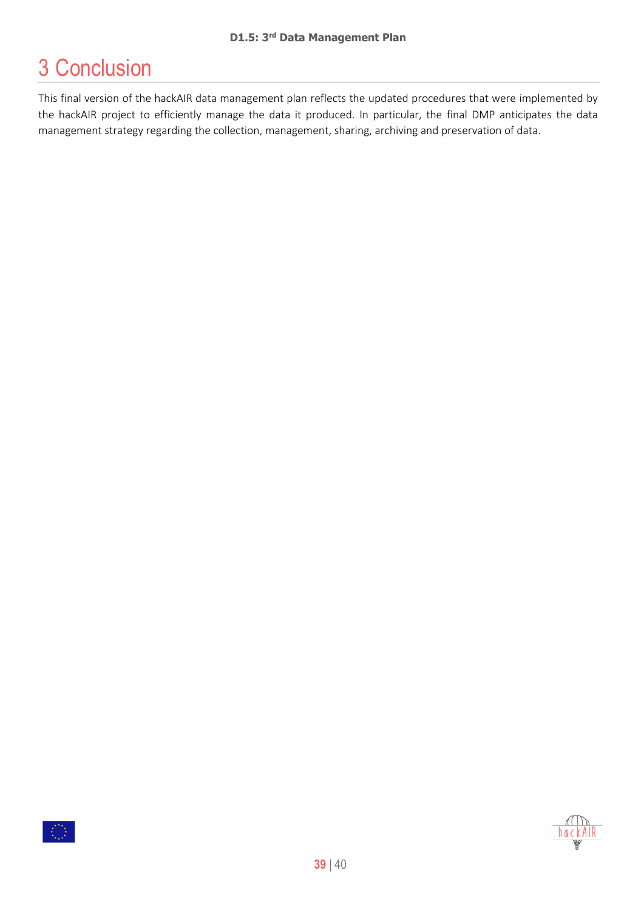# 3 Conclusion

This final version of the hackAIR data management plan reflects the updated procedures that were implemented by the hackAIR project to efficiently manage the data it produced. In particular, the final DMP anticipates the data management strategy regarding the collection, management, sharing, archiving and preservation of data.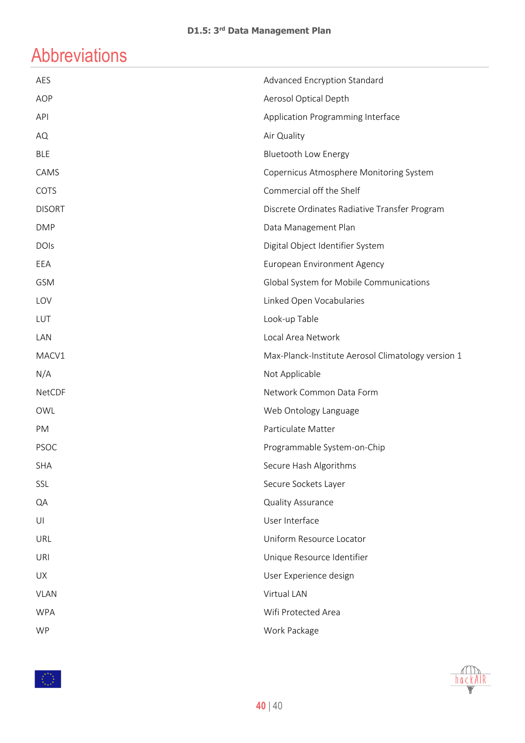# Abbreviations

| | |
|---|---|
| AES | Advanced Encryption Standard |
| AOP | Aerosol Optical Depth |
| API | Application Programming Interface |
| AQ | Air Quality |
| BLE | Bluetooth Low Energy |
| CAMS | Copernicus Atmosphere Monitoring System |
| COTS | Commercial off the Shelf |
| DISORT | Discrete Ordinates Radiative Transfer Program |
| DMP | Data Management Plan |
| DOIs | Digital Object Identifier System |
| EEA | European Environment Agency |
| GSM | Global System for Mobile Communications |
| LOV | Linked Open Vocabularies |
| LUT | Look-up Table |
| LAN | Local Area Network |
| MACV1 | Max-Planck-Institute Aerosol Climatology version 1 |
| N/A | Not Applicable |
| NetCDF | Network Common Data Form |
| OWL | Web Ontology Language |
| PM | Particulate Matter |
| PSOC | Programmable System-on-Chip |
| SHA | Secure Hash Algorithms |
| SSL | Secure Sockets Layer |
| QA | Quality Assurance |
| UI | User Interface |
| URL | Uniform Resource Locator |
| URI | Unique Resource Identifier |
| UX | User Experience design |
| VLAN | Virtual LAN |
| WPA | Wifi Protected Area |
| WP | Work Package |